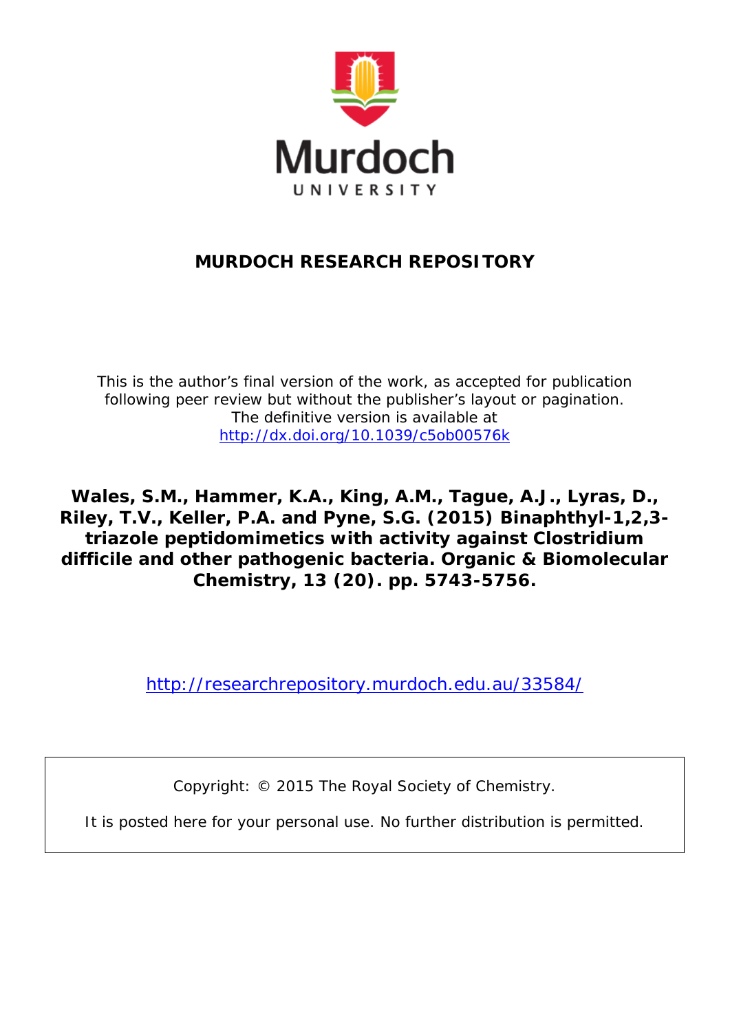Murdoch
UNIVERSITY

## MURDOCH RESEARCH REPOSITORY

This is the author's final version of the work, as accepted for publication following peer review but without the publisher's layout or pagination.
The definitive version is available at
http://dx.doi.org/10.1039/c5ob00576k

**Wales, S.M., Hammer, K.A., King, A.M., Tague, A.J., Lyras, D., Riley, T.V., Keller, P.A. and Pyne, S.G. (2015) Binaphthyl-1,2,3-triazole peptidomimetics with activity against Clostridium difficile and other pathogenic bacteria. Organic & Biomolecular Chemistry, 13 (20). pp. 5743-5756.**

http://researchrepository.murdoch.edu.au/33584/

Copyright: © 2015 The Royal Society of Chemistry.

It is posted here for your personal use. No further distribution is permitted.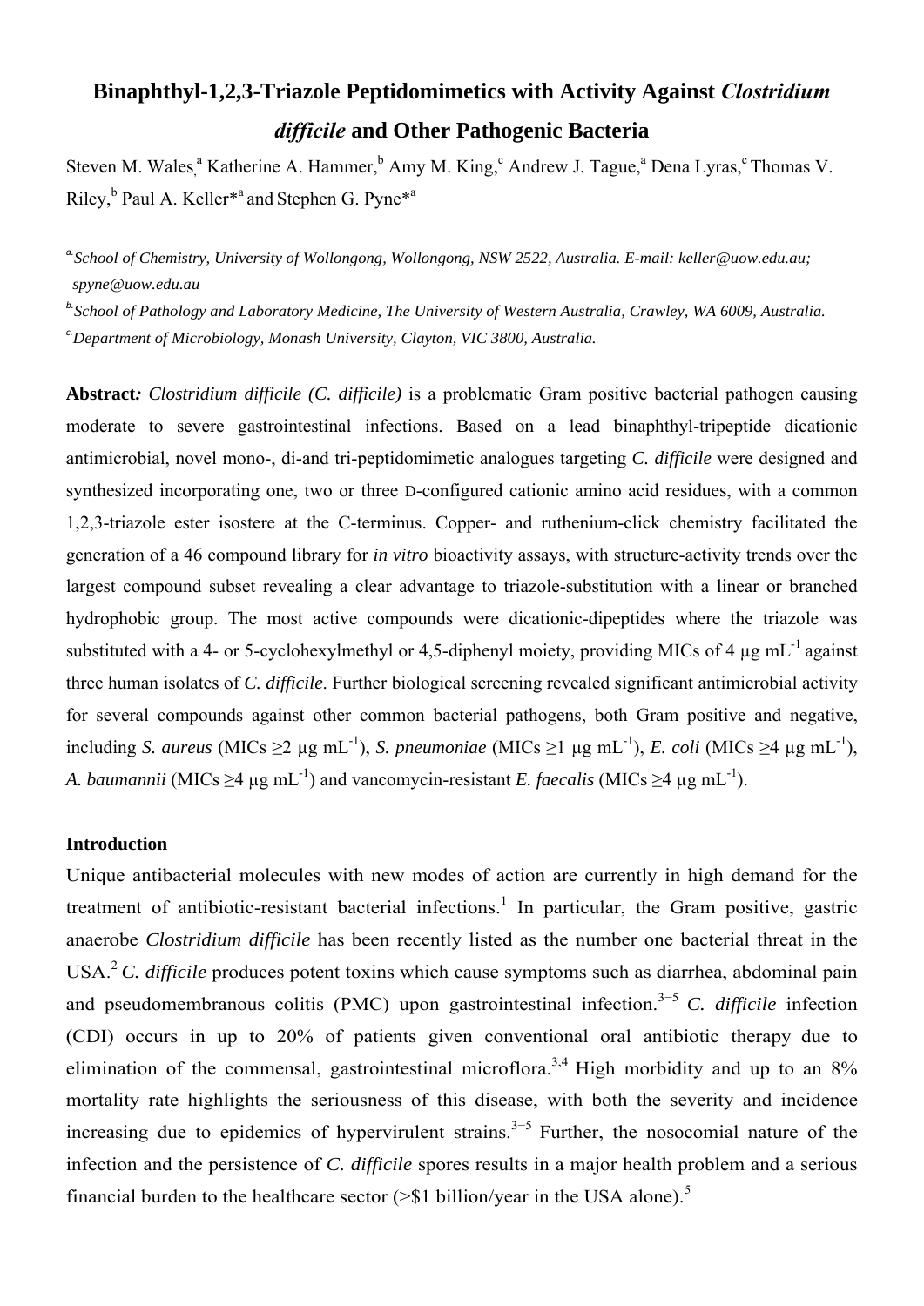# Binaphthyl-1,2,3-Triazole Peptidomimetics with Activity Against *Clostridium difficile* and Other Pathogenic Bacteria

Steven M. Wales,[a] Katherine A. Hammer,[b] Amy M. King,[c] Andrew J. Tague,[a] Dena Lyras,[c] Thomas V. Riley,[b] Paul A. Keller*[a] and Stephen G. Pyne*[a]

[a] *School of Chemistry, University of Wollongong, Wollongong, NSW 2522, Australia. E-mail: keller@uow.edu.au; spyne@uow.edu.au*

[b] *School of Pathology and Laboratory Medicine, The University of Western Australia, Crawley, WA 6009, Australia.*

[c] *Department of Microbiology, Monash University, Clayton, VIC 3800, Australia.*

**Abstract***:* *Clostridium difficile (C. difficile)* is a problematic Gram positive bacterial pathogen causing moderate to severe gastrointestinal infections. Based on a lead binaphthyl-tripeptide dicationic antimicrobial, novel mono-, di-and tri-peptidomimetic analogues targeting *C. difficile* were designed and synthesized incorporating one, two or three D-configured cationic amino acid residues, with a common 1,2,3-triazole ester isostere at the C-terminus. Copper- and ruthenium-click chemistry facilitated the generation of a 46 compound library for *in vitro* bioactivity assays, with structure-activity trends over the largest compound subset revealing a clear advantage to triazole-substitution with a linear or branched hydrophobic group. The most active compounds were dicationic-dipeptides where the triazole was substituted with a 4- or 5-cyclohexylmethyl or 4,5-diphenyl moiety, providing MICs of 4 μg mL$^{-1}$ against three human isolates of *C. difficile*. Further biological screening revealed significant antimicrobial activity for several compounds against other common bacterial pathogens, both Gram positive and negative, including *S. aureus* (MICs ≥2 μg mL$^{-1}$), *S. pneumoniae* (MICs ≥1 μg mL$^{-1}$), *E. coli* (MICs ≥4 μg mL$^{-1}$), *A. baumannii* (MICs ≥4 μg mL$^{-1}$) and vancomycin-resistant *E. faecalis* (MICs ≥4 μg mL$^{-1}$).

## Introduction

Unique antibacterial molecules with new modes of action are currently in high demand for the treatment of antibiotic-resistant bacterial infections.[1] In particular, the Gram positive, gastric anaerobe *Clostridium difficile* has been recently listed as the number one bacterial threat in the USA.[2] *C. difficile* produces potent toxins which cause symptoms such as diarrhea, abdominal pain and pseudomembranous colitis (PMC) upon gastrointestinal infection.[3−5] *C. difficile* infection (CDI) occurs in up to 20% of patients given conventional oral antibiotic therapy due to elimination of the commensal, gastrointestinal microflora.[3,4] High morbidity and up to an 8% mortality rate highlights the seriousness of this disease, with both the severity and incidence increasing due to epidemics of hypervirulent strains.[3−5] Further, the nosocomial nature of the infection and the persistence of *C. difficile* spores results in a major health problem and a serious financial burden to the healthcare sector (>$1 billion/year in the USA alone).[5]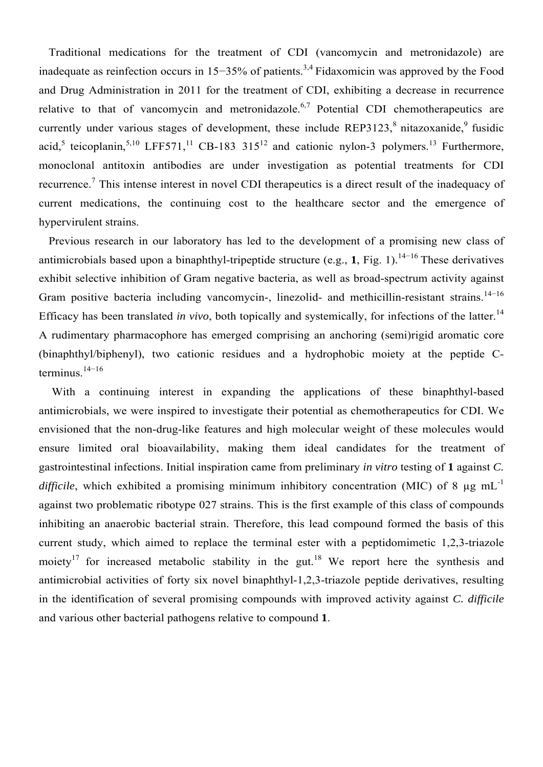Traditional medications for the treatment of CDI (vancomycin and metronidazole) are inadequate as reinfection occurs in 15−35% of patients.[3,4] Fidaxomicin was approved by the Food and Drug Administration in 2011 for the treatment of CDI, exhibiting a decrease in recurrence relative to that of vancomycin and metronidazole.[6,7] Potential CDI chemotherapeutics are currently under various stages of development, these include REP3123,[8] nitazoxanide,[9] fusidic acid,[5] teicoplanin,[5,10] LFF571,[11] CB-183 315[12] and cationic nylon-3 polymers.[13] Furthermore, monoclonal antitoxin antibodies are under investigation as potential treatments for CDI recurrence.[7] This intense interest in novel CDI therapeutics is a direct result of the inadequacy of current medications, the continuing cost to the healthcare sector and the emergence of hypervirulent strains.

Previous research in our laboratory has led to the development of a promising new class of antimicrobials based upon a binaphthyl-tripeptide structure (e.g., **1**, Fig. 1).[14−16] These derivatives exhibit selective inhibition of Gram negative bacteria, as well as broad-spectrum activity against Gram positive bacteria including vancomycin-, linezolid- and methicillin-resistant strains.[14−16] Efficacy has been translated *in vivo*, both topically and systemically, for infections of the latter.[14] A rudimentary pharmacophore has emerged comprising an anchoring (semi)rigid aromatic core (binaphthyl/biphenyl), two cationic residues and a hydrophobic moiety at the peptide C-terminus.[14−16]

With a continuing interest in expanding the applications of these binaphthyl-based antimicrobials, we were inspired to investigate their potential as chemotherapeutics for CDI. We envisioned that the non-drug-like features and high molecular weight of these molecules would ensure limited oral bioavailability, making them ideal candidates for the treatment of gastrointestinal infections. Initial inspiration came from preliminary *in vitro* testing of **1** against *C. difficile*, which exhibited a promising minimum inhibitory concentration (MIC) of 8 μg $mL^{-1}$ against two problematic ribotype 027 strains. This is the first example of this class of compounds inhibiting an anaerobic bacterial strain. Therefore, this lead compound formed the basis of this current study, which aimed to replace the terminal ester with a peptidomimetic 1,2,3-triazole moiety[17] for increased metabolic stability in the gut.[18] We report here the synthesis and antimicrobial activities of forty six novel binaphthyl-1,2,3-triazole peptide derivatives, resulting in the identification of several promising compounds with improved activity against *C. difficile* and various other bacterial pathogens relative to compound **1**.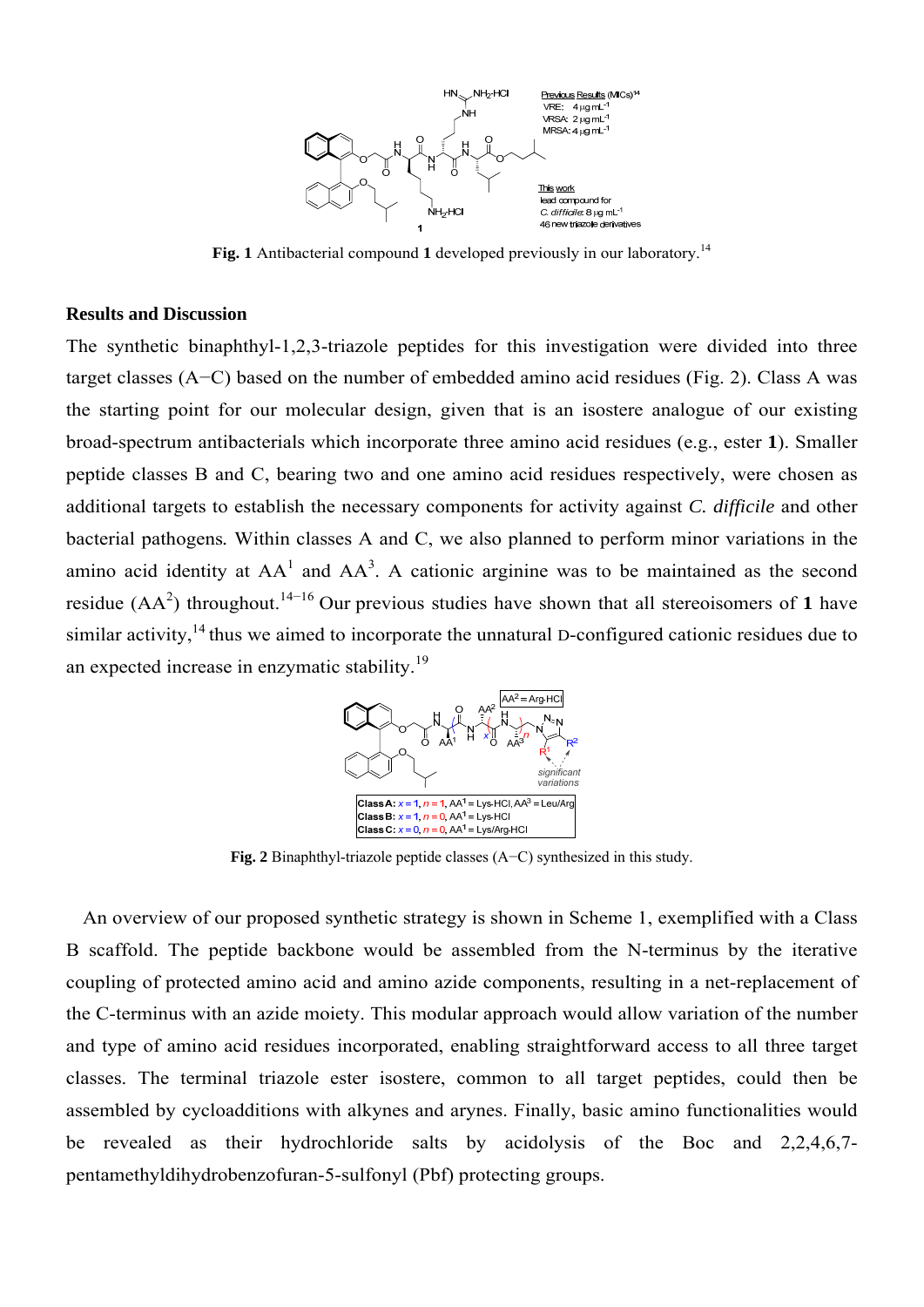**Fig. 1** Antibacterial compound **1** developed previously in our laboratory.[14]

## Results and Discussion

The synthetic binaphthyl-1,2,3-triazole peptides for this investigation were divided into three target classes (A−C) based on the number of embedded amino acid residues (Fig. 2). Class A was the starting point for our molecular design, given that is an isostere analogue of our existing broad-spectrum antibacterials which incorporate three amino acid residues (e.g., ester **1**). Smaller peptide classes B and C, bearing two and one amino acid residues respectively, were chosen as additional targets to establish the necessary components for activity against *C. difficile* and other bacterial pathogens. Within classes A and C, we also planned to perform minor variations in the amino acid identity at $AA^1$ and $AA^3$. A cationic arginine was to be maintained as the second residue ($AA^2$) throughout.[14−16] Our previous studies have shown that all stereoisomers of **1** have similar activity,[14] thus we aimed to incorporate the unnatural D-configured cationic residues due to an expected increase in enzymatic stability.[19]

**Fig. 2** Binaphthyl-triazole peptide classes (A−C) synthesized in this study.

An overview of our proposed synthetic strategy is shown in Scheme 1, exemplified with a Class B scaffold. The peptide backbone would be assembled from the N-terminus by the iterative coupling of protected amino acid and amino azide components, resulting in a net-replacement of the C-terminus with an azide moiety. This modular approach would allow variation of the number and type of amino acid residues incorporated, enabling straightforward access to all three target classes. The terminal triazole ester isostere, common to all target peptides, could then be assembled by cycloadditions with alkynes and arynes. Finally, basic amino functionalities would be revealed as their hydrochloride salts by acidolysis of the Boc and 2,2,4,6,7-pentamethyldihydrobenzofuran-5-sulfonyl (Pbf) protecting groups.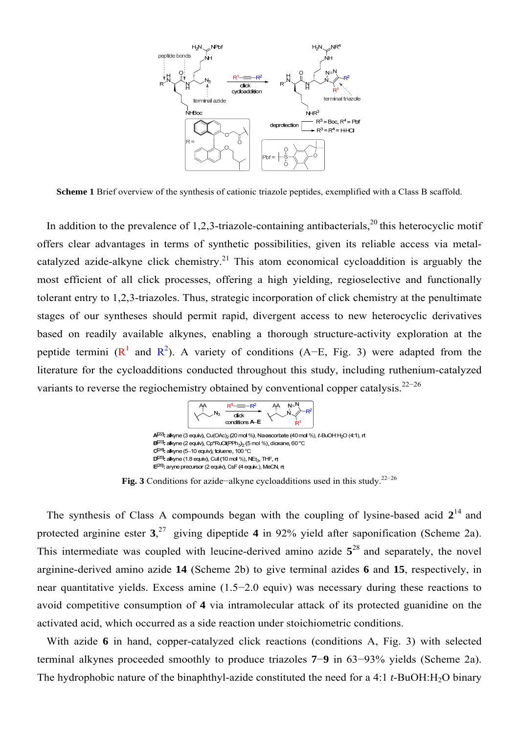**Scheme 1** Brief overview of the synthesis of cationic triazole peptides, exemplified with a Class B scaffold.

In addition to the prevalence of 1,2,3-triazole-containing antibacterials,[20] this heterocyclic motif offers clear advantages in terms of synthetic possibilities, given its reliable access via metal-catalyzed azide-alkyne click chemistry.[21] This atom economical cycloaddition is arguably the most efficient of all click processes, offering a high yielding, regioselective and functionally tolerant entry to 1,2,3-triazoles. Thus, strategic incorporation of click chemistry at the penultimate stages of our syntheses should permit rapid, divergent access to new heterocyclic derivatives based on readily available alkynes, enabling a thorough structure-activity exploration at the peptide termini ($R^1$ and $R^2$). A variety of conditions (A−E, Fig. 3) were adapted from the literature for the cycloadditions conducted throughout this study, including ruthenium-catalyzed variants to reverse the regiochemistry obtained by conventional copper catalysis.[22−26]

**A**[22]: alkyne (3 equiv), $Cu(OAc)_2$ (20 mol %), Na-ascorbate (40 mol %), *t*-BuOH:$H_2O$ (4:1), rt
**B**[23]: alkyne (2 equiv), Cp*RuCl($PPh_3$)$_2$ (5 mol %), dioxane, 60 °C
**C**[24]: alkyne (5–10 equiv), toluene, 100 °C
**D**[25]: alkyne (1.8 equiv), CuI (10 mol %), $NEt_3$, THF, rt
**E**[26]: aryne precursor (2 equiv), CsF (4 equiv.), MeCN, rt

**Fig. 3** Conditions for azide−alkyne cycloadditions used in this study.[22−26]

The synthesis of Class A compounds began with the coupling of lysine-based acid **2**[14] and protected arginine ester **3**,[27] giving dipeptide **4** in 92% yield after saponification (Scheme 2a). This intermediate was coupled with leucine-derived amino azide **5**[28] and separately, the novel arginine-derived amino azide **14** (Scheme 2b) to give terminal azides **6** and **15**, respectively, in near quantitative yields. Excess amine (1.5−2.0 equiv) was necessary during these reactions to avoid competitive consumption of **4** via intramolecular attack of its protected guanidine on the activated acid, which occurred as a side reaction under stoichiometric conditions.

With azide **6** in hand, copper-catalyzed click reactions (conditions A, Fig. 3) with selected terminal alkynes proceeded smoothly to produce triazoles **7**−**9** in 63−93% yields (Scheme 2a). The hydrophobic nature of the binaphthyl-azide constituted the need for a 4:1 *t*-BuOH:$H_2O$ binary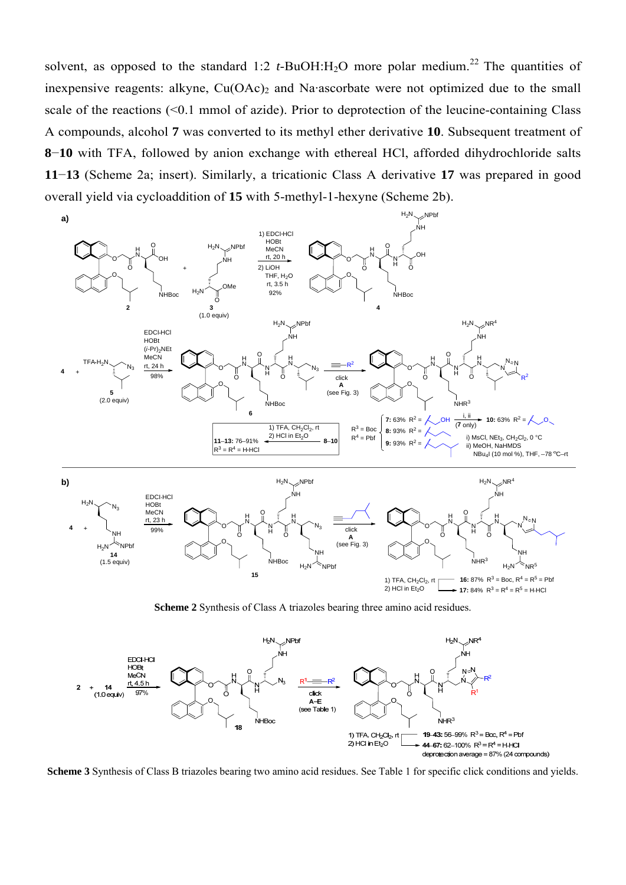solvent, as opposed to the standard 1:2 *t*-BuOH:$H_2O$ more polar medium.[22] The quantities of inexpensive reagents: alkyne, $Cu(OAc)_2$ and Na·ascorbate were not optimized due to the small scale of the reactions (<0.1 mmol of azide). Prior to deprotection of the leucine-containing Class A compounds, alcohol **7** was converted to its methyl ether derivative **10**. Subsequent treatment of **8**–**10** with TFA, followed by anion exchange with ethereal HCl, afforded dihydrochloride salts **11**–**13** (Scheme 2a; insert). Similarly, a tricationic Class A derivative **17** was prepared in good overall yield via cycloaddition of **15** with 5-methyl-1-hexyne (Scheme 2b).

**Scheme 2** Synthesis of Class A triazoles bearing three amino acid residues.

**Scheme 3** Synthesis of Class B triazoles bearing two amino acid residues. See Table 1 for specific click conditions and yields.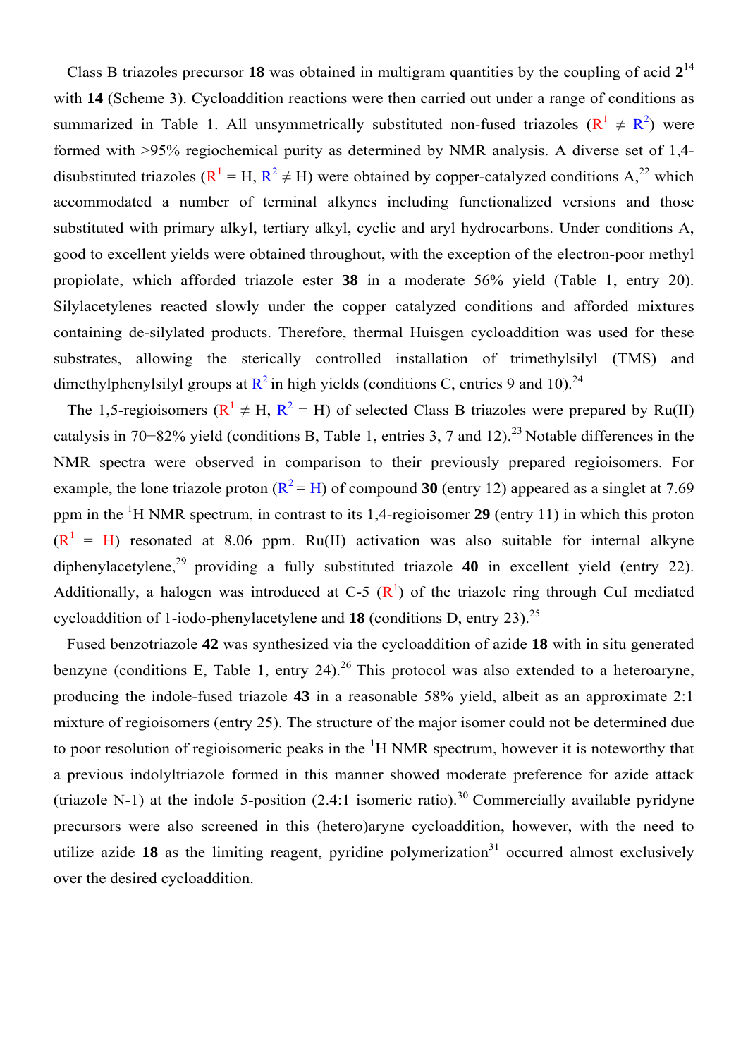Class B triazoles precursor **18** was obtained in multigram quantities by the coupling of acid **2**[14] with **14** (Scheme 3). Cycloaddition reactions were then carried out under a range of conditions as summarized in Table 1. All unsymmetrically substituted non-fused triazoles ($R^1 \neq R^2$) were formed with >95% regiochemical purity as determined by NMR analysis. A diverse set of 1,4-disubstituted triazoles ($R^1$ = H, $R^2 \neq$ H) were obtained by copper-catalyzed conditions A,[22] which accommodated a number of terminal alkynes including functionalized versions and those substituted with primary alkyl, tertiary alkyl, cyclic and aryl hydrocarbons. Under conditions A, good to excellent yields were obtained throughout, with the exception of the electron-poor methyl propiolate, which afforded triazole ester **38** in a moderate 56% yield (Table 1, entry 20). Silylacetylenes reacted slowly under the copper catalyzed conditions and afforded mixtures containing de-silylated products. Therefore, thermal Huisgen cycloaddition was used for these substrates, allowing the sterically controlled installation of trimethylsilyl (TMS) and dimethylphenylsilyl groups at $R^2$ in high yields (conditions C, entries 9 and 10).[24]

The 1,5-regioisomers ($R^1 \neq$ H, $R^2$ = H) of selected Class B triazoles were prepared by Ru(II) catalysis in 70−82% yield (conditions B, Table 1, entries 3, 7 and 12).[23] Notable differences in the NMR spectra were observed in comparison to their previously prepared regioisomers. For example, the lone triazole proton ($R^2$ = H) of compound **30** (entry 12) appeared as a singlet at 7.69 ppm in the $^1$H NMR spectrum, in contrast to its 1,4-regioisomer **29** (entry 11) in which this proton ($R^1$ = H) resonated at 8.06 ppm. Ru(II) activation was also suitable for internal alkyne diphenylacetylene,[29] providing a fully substituted triazole **40** in excellent yield (entry 22). Additionally, a halogen was introduced at C-5 ($R^1$) of the triazole ring through CuI mediated cycloaddition of 1-iodo-phenylacetylene and **18** (conditions D, entry 23).[25]

Fused benzotriazole **42** was synthesized via the cycloaddition of azide **18** with in situ generated benzyne (conditions E, Table 1, entry 24).[26] This protocol was also extended to a heteroaryne, producing the indole-fused triazole **43** in a reasonable 58% yield, albeit as an approximate 2:1 mixture of regioisomers (entry 25). The structure of the major isomer could not be determined due to poor resolution of regioisomeric peaks in the $^1$H NMR spectrum, however it is noteworthy that a previous indolyltriazole formed in this manner showed moderate preference for azide attack (triazole N-1) at the indole 5-position (2.4:1 isomeric ratio).[30] Commercially available pyridyne precursors were also screened in this (hetero)aryne cycloaddition, however, with the need to utilize azide **18** as the limiting reagent, pyridine polymerization[31] occurred almost exclusively over the desired cycloaddition.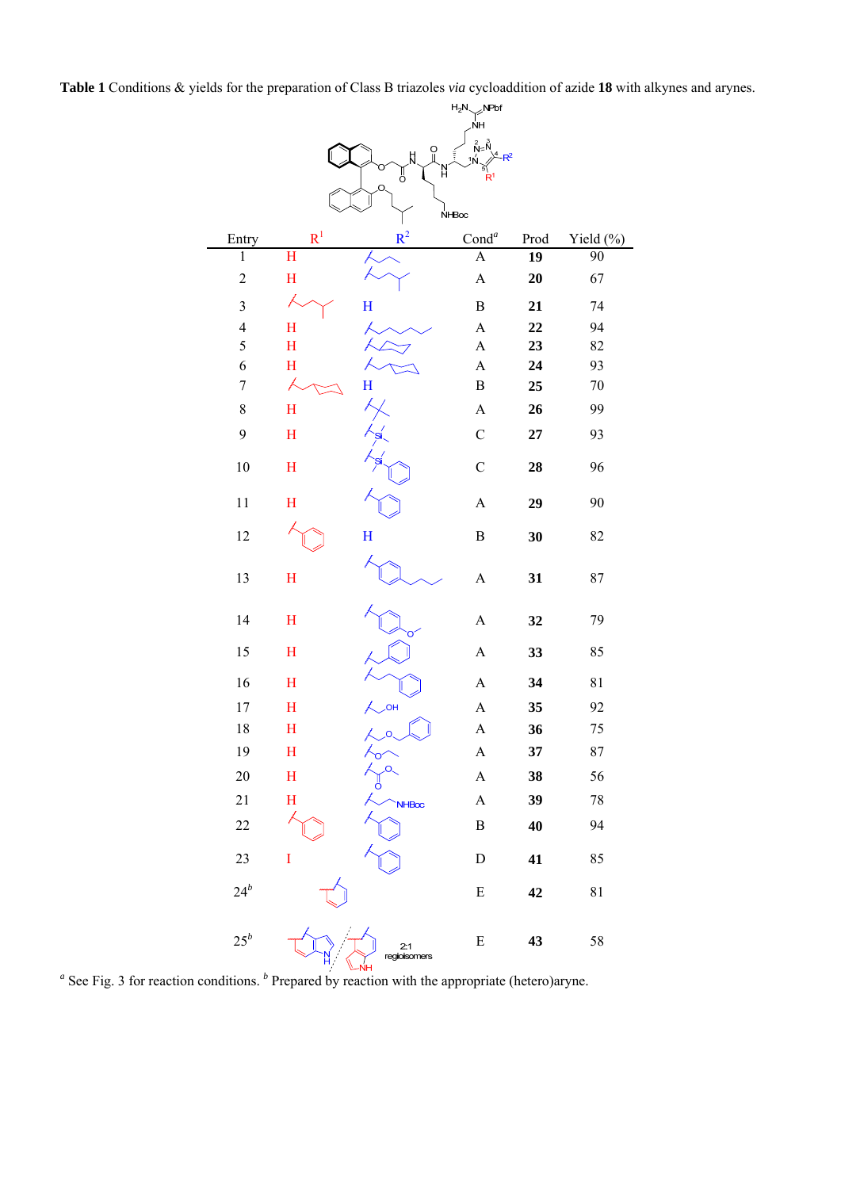**Table 1** Conditions & yields for the preparation of Class B triazoles *via* cycloaddition of azide **18** with alkynes and arynes.

| Entry | $R^1$ | $R^2$ | Cond[a] | Prod | Yield (%) |
|---|---|---|---|---|---|
| 1 | H | | A | **19** | 90 |
| 2 | H | | A | **20** | 67 |
| 3 | | H | B | **21** | 74 |
| 4 | H | | A | **22** | 94 |
| 5 | H | | A | **23** | 82 |
| 6 | H | | A | **24** | 93 |
| 7 | | H | B | **25** | 70 |
| 8 | H | | A | **26** | 99 |
| 9 | H | Si | C | **27** | 93 |
| 10 | H | Si | C | **28** | 96 |
| 11 | H | | A | **29** | 90 |
| 12 | | H | B | **30** | 82 |
| 13 | H | | A | **31** | 87 |
| 14 | H | O | A | **32** | 79 |
| 15 | H | | A | **33** | 85 |
| 16 | H | | A | **34** | 81 |
| 17 | H | OH | A | **35** | 92 |
| 18 | H | O | A | **36** | 75 |
| 19 | H | O | A | **37** | 87 |
| 20 | H | O, O | A | **38** | 56 |
| 21 | H | NHBoc | A | **39** | 78 |
| 22 | | | B | **40** | 94 |
| 23 | I | | D | **41** | 85 |
| 24[b] | | | E | **42** | 81 |
| 25[b] | N-H / NH (2:1 regioisomers) | | E | **43** | 58 |

[a] See Fig. 3 for reaction conditions. [b] Prepared by reaction with the appropriate (hetero)aryne.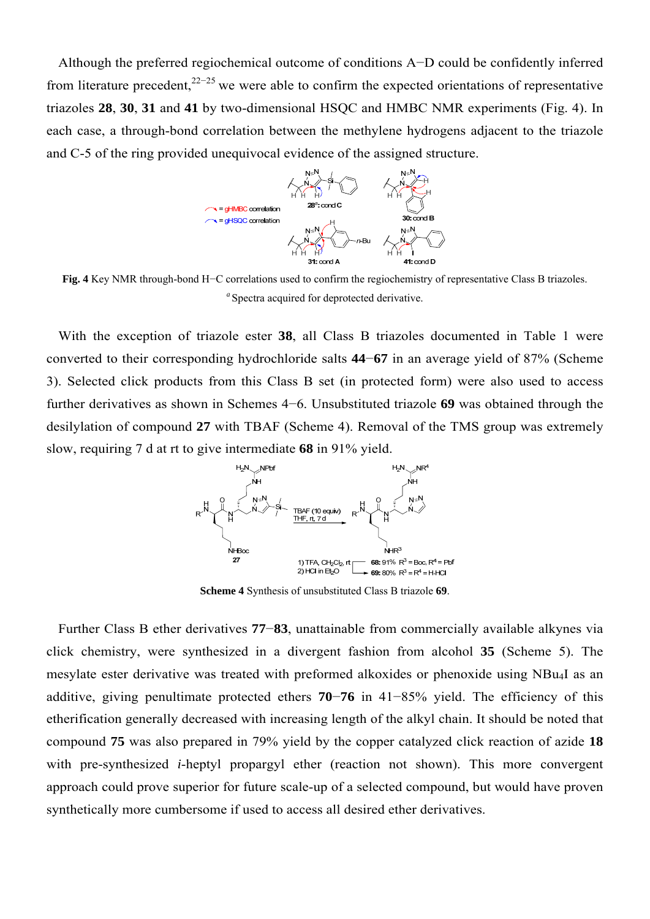Although the preferred regiochemical outcome of conditions A−D could be confidently inferred from literature precedent,[22−25] we were able to confirm the expected orientations of representative triazoles **28**, **30**, **31** and **41** by two-dimensional HSQC and HMBC NMR experiments (Fig. 4). In each case, a through-bond correlation between the methylene hydrogens adjacent to the triazole and C-5 of the ring provided unequivocal evidence of the assigned structure.

**Fig. 4** Key NMR through-bond H−C correlations used to confirm the regiochemistry of representative Class B triazoles. [a] Spectra acquired for deprotected derivative.

With the exception of triazole ester **38**, all Class B triazoles documented in Table 1 were converted to their corresponding hydrochloride salts **44**−**67** in an average yield of 87% (Scheme 3). Selected click products from this Class B set (in protected form) were also used to access further derivatives as shown in Schemes 4−6. Unsubstituted triazole **69** was obtained through the desilylation of compound **27** with TBAF (Scheme 4). Removal of the TMS group was extremely slow, requiring 7 d at rt to give intermediate **68** in 91% yield.

**Scheme 4** Synthesis of unsubstituted Class B triazole **69**.

Further Class B ether derivatives **77**−**83**, unattainable from commercially available alkynes via click chemistry, were synthesized in a divergent fashion from alcohol **35** (Scheme 5). The mesylate ester derivative was treated with preformed alkoxides or phenoxide using $NBu_4I$ as an additive, giving penultimate protected ethers **70**−**76** in 41−85% yield. The efficiency of this etherification generally decreased with increasing length of the alkyl chain. It should be noted that compound **75** was also prepared in 79% yield by the copper catalyzed click reaction of azide **18** with pre-synthesized *i*-heptyl propargyl ether (reaction not shown). This more convergent approach could prove superior for future scale-up of a selected compound, but would have proven synthetically more cumbersome if used to access all desired ether derivatives.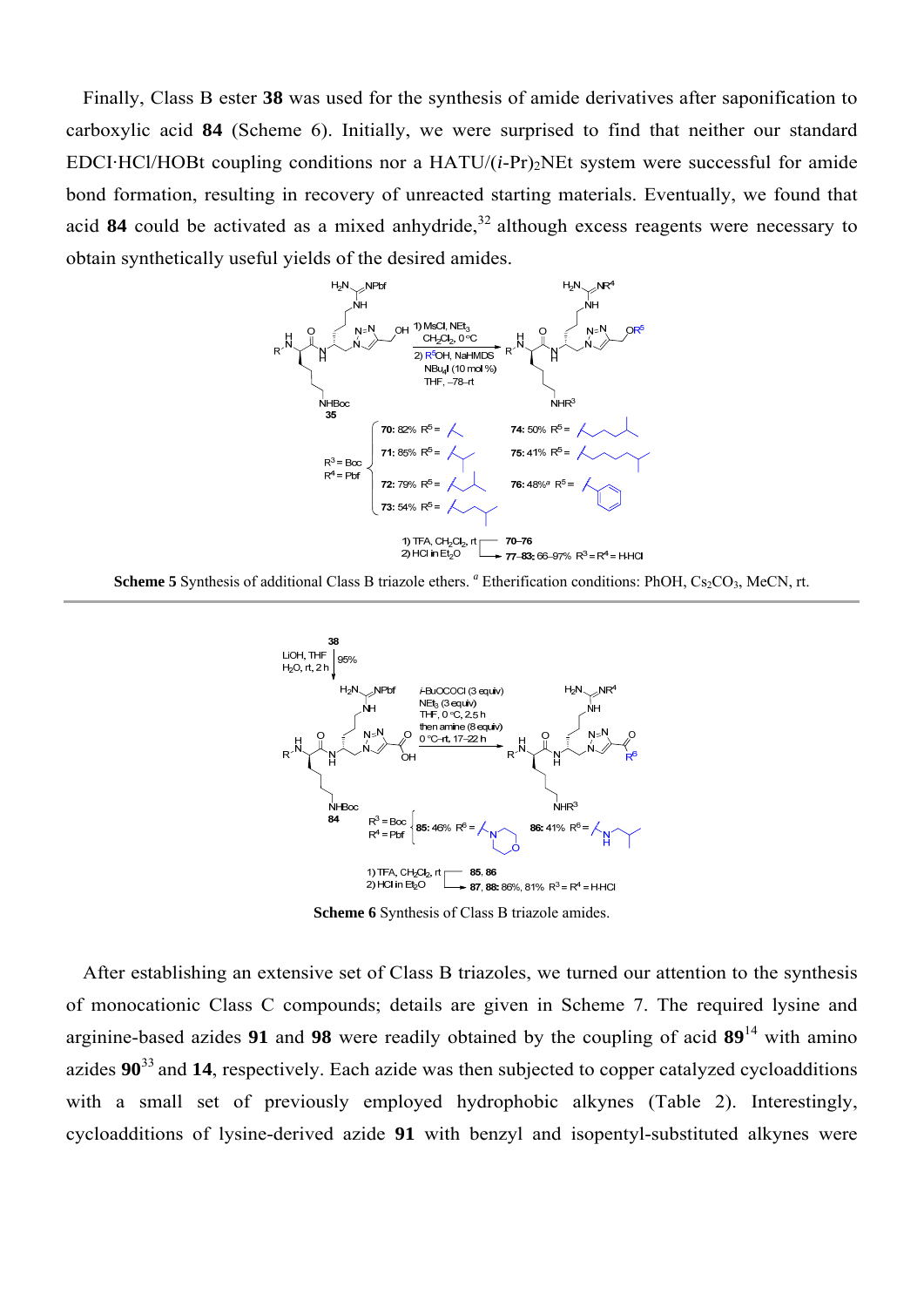Finally, Class B ester **38** was used for the synthesis of amide derivatives after saponification to carboxylic acid **84** (Scheme 6). Initially, we were surprised to find that neither our standard EDCI·HCl/HOBt coupling conditions nor a HATU/(*i*-Pr)$_2$NEt system were successful for amide bond formation, resulting in recovery of unreacted starting materials. Eventually, we found that acid **84** could be activated as a mixed anhydride,[32] although excess reagents were necessary to obtain synthetically useful yields of the desired amides.

**Scheme 5** Synthesis of additional Class B triazole ethers. [a] Etherification conditions: PhOH, $Cs_2CO_3$, MeCN, rt.

**Scheme 6** Synthesis of Class B triazole amides.

After establishing an extensive set of Class B triazoles, we turned our attention to the synthesis of monocationic Class C compounds; details are given in Scheme 7. The required lysine and arginine-based azides **91** and **98** were readily obtained by the coupling of acid **89**[14] with amino azides **90**[33] and **14**, respectively. Each azide was then subjected to copper catalyzed cycloadditions with a small set of previously employed hydrophobic alkynes (Table 2). Interestingly, cycloadditions of lysine-derived azide **91** with benzyl and isopentyl-substituted alkynes were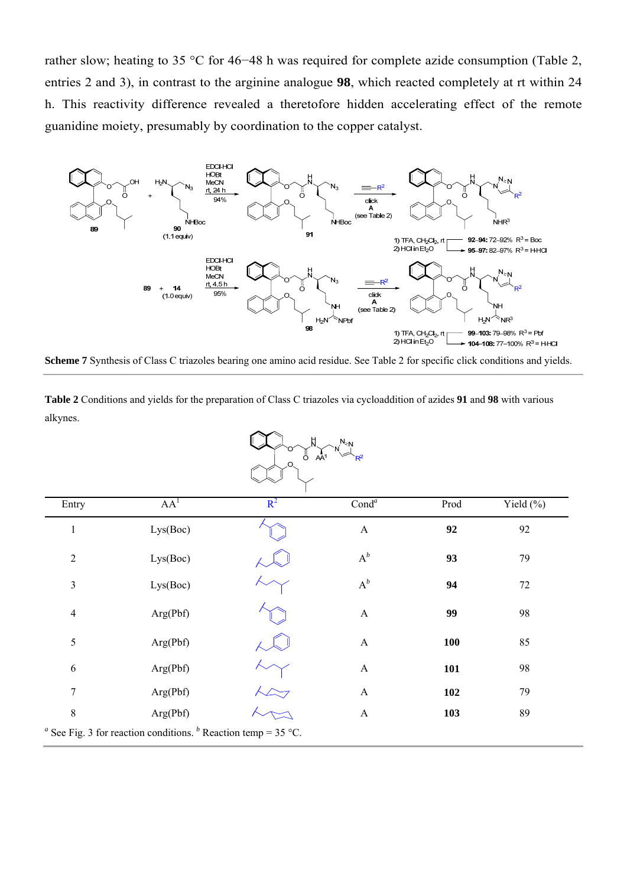rather slow; heating to 35 °C for 46−48 h was required for complete azide consumption (Table 2, entries 2 and 3), in contrast to the arginine analogue **98**, which reacted completely at rt within 24 h. This reactivity difference revealed a theretofore hidden accelerating effect of the remote guanidine moiety, presumably by coordination to the copper catalyst.

**Scheme 7** Synthesis of Class C triazoles bearing one amino acid residue. See Table 2 for specific click conditions and yields.

**Table 2** Conditions and yields for the preparation of Class C triazoles via cycloaddition of azides **91** and **98** with various alkynes.

| Entry | $AA^1$ | $R^2$ | Cond[a] | Prod | Yield (%) |
|---|---|---|---|---|---|
| 1 | Lys(Boc) | | A | **92** | 92 |
| 2 | Lys(Boc) | | A[b] | **93** | 79 |
| 3 | Lys(Boc) | | A[b] | **94** | 72 |
| 4 | Arg(Pbf) | | A | **99** | 98 |
| 5 | Arg(Pbf) | | A | **100** | 85 |
| 6 | Arg(Pbf) | | A | **101** | 98 |
| 7 | Arg(Pbf) | | A | **102** | 79 |
| 8 | Arg(Pbf) | | A | **103** | 89 |

[a] See Fig. 3 for reaction conditions. [b] Reaction temp = 35 °C.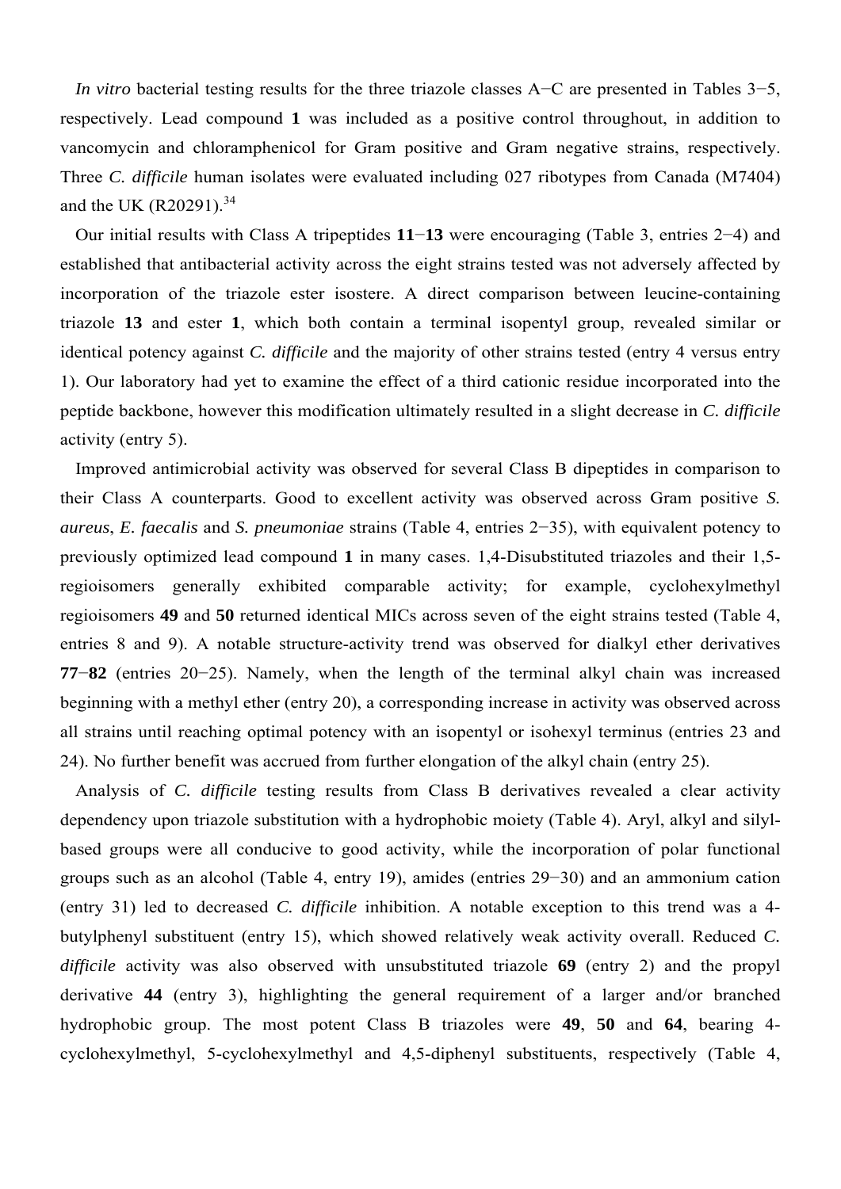*In vitro* bacterial testing results for the three triazole classes A−C are presented in Tables 3−5, respectively. Lead compound **1** was included as a positive control throughout, in addition to vancomycin and chloramphenicol for Gram positive and Gram negative strains, respectively. Three *C. difficile* human isolates were evaluated including 027 ribotypes from Canada (M7404) and the UK (R20291).[34]

Our initial results with Class A tripeptides **11**−**13** were encouraging (Table 3, entries 2−4) and established that antibacterial activity across the eight strains tested was not adversely affected by incorporation of the triazole ester isostere. A direct comparison between leucine-containing triazole **13** and ester **1**, which both contain a terminal isopentyl group, revealed similar or identical potency against *C. difficile* and the majority of other strains tested (entry 4 versus entry 1). Our laboratory had yet to examine the effect of a third cationic residue incorporated into the peptide backbone, however this modification ultimately resulted in a slight decrease in *C. difficile* activity (entry 5).

Improved antimicrobial activity was observed for several Class B dipeptides in comparison to their Class A counterparts. Good to excellent activity was observed across Gram positive *S. aureus*, *E. faecalis* and *S. pneumoniae* strains (Table 4, entries 2−35), with equivalent potency to previously optimized lead compound **1** in many cases. 1,4-Disubstituted triazoles and their 1,5-regioisomers generally exhibited comparable activity; for example, cyclohexylmethyl regioisomers **49** and **50** returned identical MICs across seven of the eight strains tested (Table 4, entries 8 and 9). A notable structure-activity trend was observed for dialkyl ether derivatives **77**−**82** (entries 20−25). Namely, when the length of the terminal alkyl chain was increased beginning with a methyl ether (entry 20), a corresponding increase in activity was observed across all strains until reaching optimal potency with an isopentyl or isohexyl terminus (entries 23 and 24). No further benefit was accrued from further elongation of the alkyl chain (entry 25).

Analysis of *C. difficile* testing results from Class B derivatives revealed a clear activity dependency upon triazole substitution with a hydrophobic moiety (Table 4). Aryl, alkyl and silyl-based groups were all conducive to good activity, while the incorporation of polar functional groups such as an alcohol (Table 4, entry 19), amides (entries 29−30) and an ammonium cation (entry 31) led to decreased *C. difficile* inhibition. A notable exception to this trend was a 4-butylphenyl substituent (entry 15), which showed relatively weak activity overall. Reduced *C. difficile* activity was also observed with unsubstituted triazole **69** (entry 2) and the propyl derivative **44** (entry 3), highlighting the general requirement of a larger and/or branched hydrophobic group. The most potent Class B triazoles were **49**, **50** and **64**, bearing 4-cyclohexylmethyl, 5-cyclohexylmethyl and 4,5-diphenyl substituents, respectively (Table 4,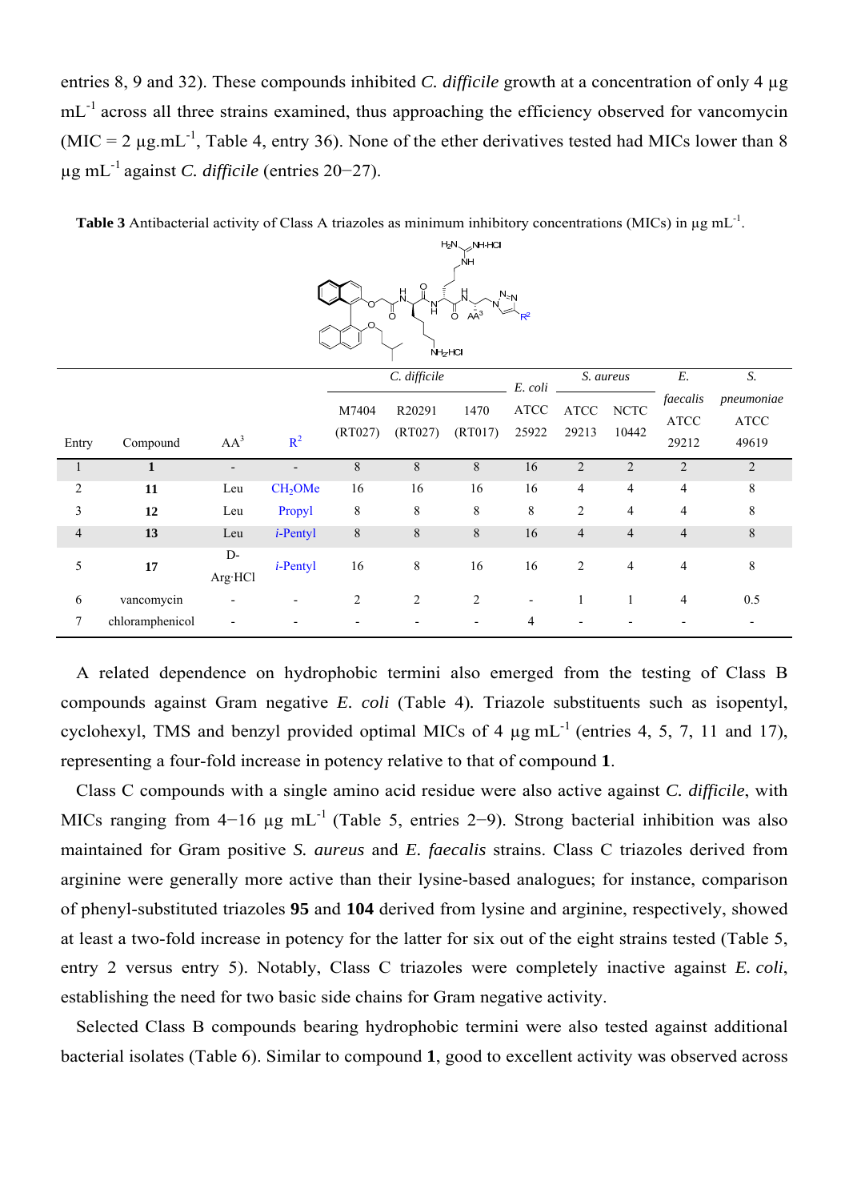entries 8, 9 and 32). These compounds inhibited *C. difficile* growth at a concentration of only 4 μg mL$^{-1}$ across all three strains examined, thus approaching the efficiency observed for vancomycin (MIC = 2 μg.mL$^{-1}$, Table 4, entry 36). None of the ether derivatives tested had MICs lower than 8 μg mL$^{-1}$ against *C. difficile* (entries 20−27).

**Table 3** Antibacterial activity of Class A triazoles as minimum inhibitory concentrations (MICs) in μg mL$^{-1}$.

| Entry | Compound | AA[3] | R[2] | *C. difficile* M7404 (RT027) | *C. difficile* R20291 (RT027) | *C. difficile* 1470 (RT017) | *E. coli* ATCC 25922 | *S. aureus* ATCC 29213 | *S. aureus* NCTC 10442 | *E. faecalis* ATCC 29212 | *S. pneumoniae* ATCC 49619 |
|---|---|---|---|---|---|---|---|---|---|---|---|
| 1 | **1** | - | - | 8 | 8 | 8 | 16 | 2 | 2 | 2 | 2 |
| 2 | **11** | Leu | $CH_2OMe$ | 16 | 16 | 16 | 16 | 4 | 4 | 4 | 8 |
| 3 | **12** | Leu | Propyl | 8 | 8 | 8 | 8 | 2 | 4 | 4 | 8 |
| 4 | **13** | Leu | *i*-Pentyl | 8 | 8 | 8 | 16 | 4 | 4 | 4 | 8 |
| 5 | **17** | D-Arg·HCl | *i*-Pentyl | 16 | 8 | 16 | 16 | 2 | 4 | 4 | 8 |
| 6 | vancomycin | - | - | 2 | 2 | 2 | - | 1 | 1 | 4 | 0.5 |
| 7 | chloramphenicol | - | - | - | - | - | 4 | - | - | - | - |

A related dependence on hydrophobic termini also emerged from the testing of Class B compounds against Gram negative *E. coli* (Table 4). Triazole substituents such as isopentyl, cyclohexyl, TMS and benzyl provided optimal MICs of 4 μg mL$^{-1}$ (entries 4, 5, 7, 11 and 17), representing a four-fold increase in potency relative to that of compound **1**.

Class C compounds with a single amino acid residue were also active against *C. difficile*, with MICs ranging from 4−16 μg mL$^{-1}$ (Table 5, entries 2−9). Strong bacterial inhibition was also maintained for Gram positive *S. aureus* and *E. faecalis* strains. Class C triazoles derived from arginine were generally more active than their lysine-based analogues; for instance, comparison of phenyl-substituted triazoles **95** and **104** derived from lysine and arginine, respectively, showed at least a two-fold increase in potency for the latter for six out of the eight strains tested (Table 5, entry 2 versus entry 5). Notably, Class C triazoles were completely inactive against *E. coli*, establishing the need for two basic side chains for Gram negative activity.

Selected Class B compounds bearing hydrophobic termini were also tested against additional bacterial isolates (Table 6). Similar to compound **1**, good to excellent activity was observed across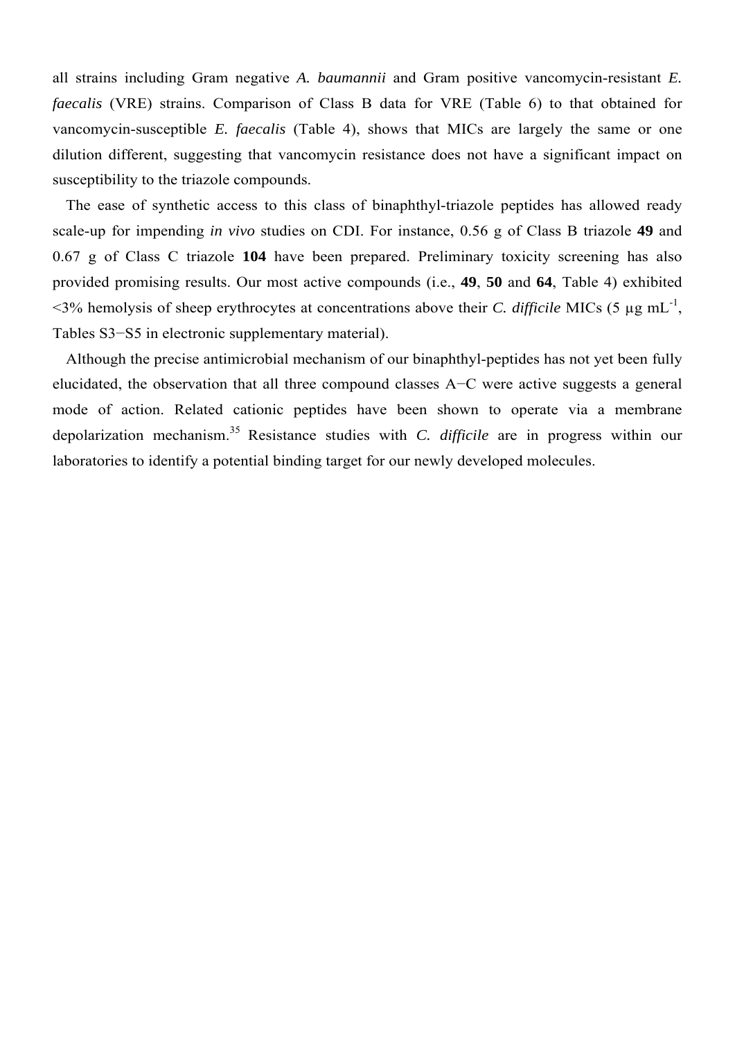all strains including Gram negative *A. baumannii* and Gram positive vancomycin-resistant *E. faecalis* (VRE) strains. Comparison of Class B data for VRE (Table 6) to that obtained for vancomycin-susceptible *E. faecalis* (Table 4), shows that MICs are largely the same or one dilution different, suggesting that vancomycin resistance does not have a significant impact on susceptibility to the triazole compounds.

The ease of synthetic access to this class of binaphthyl-triazole peptides has allowed ready scale-up for impending *in vivo* studies on CDI. For instance, 0.56 g of Class B triazole **49** and 0.67 g of Class C triazole **104** have been prepared. Preliminary toxicity screening has also provided promising results. Our most active compounds (i.e., **49**, **50** and **64**, Table 4) exhibited <3% hemolysis of sheep erythrocytes at concentrations above their *C. difficile* MICs (5 μg $mL^{-1}$, Tables S3−S5 in electronic supplementary material).

Although the precise antimicrobial mechanism of our binaphthyl-peptides has not yet been fully elucidated, the observation that all three compound classes A−C were active suggests a general mode of action. Related cationic peptides have been shown to operate via a membrane depolarization mechanism.[35] Resistance studies with *C. difficile* are in progress within our laboratories to identify a potential binding target for our newly developed molecules.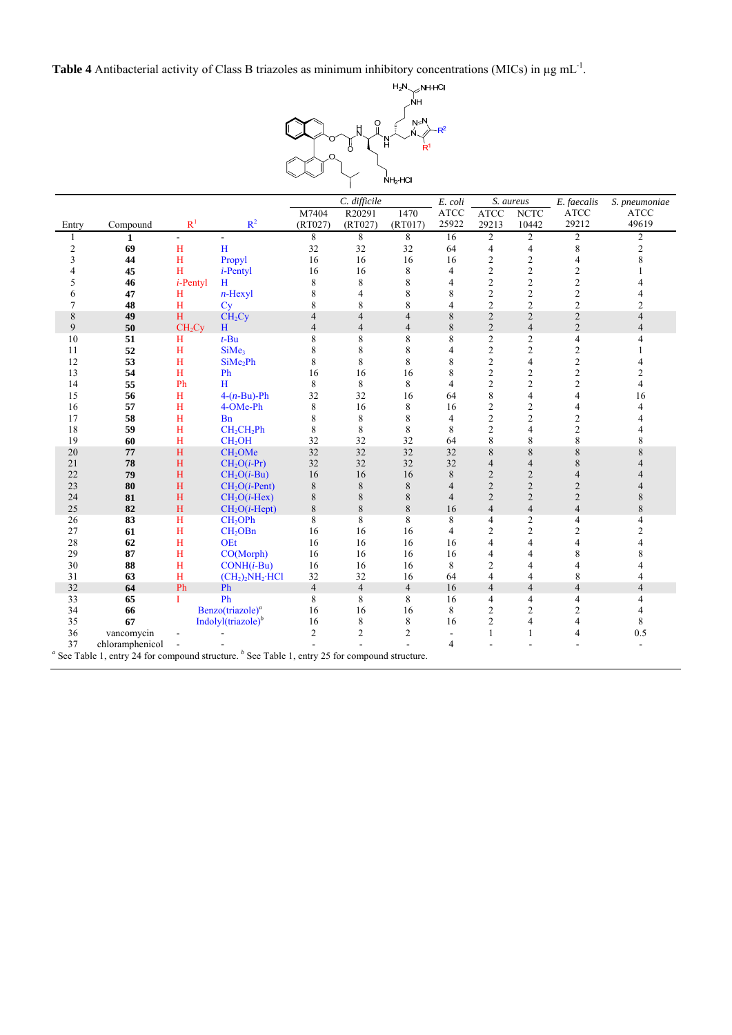**Table 4** Antibacterial activity of Class B triazoles as minimum inhibitory concentrations (MICs) in µg mL[-1].

| Entry | Compound | $R^1$ | $R^2$ | *C. difficile* M7404 (RT027) | *C. difficile* R20291 (RT027) | *C. difficile* 1470 (RT017) | *E. coli* ATCC 25922 | *S. aureus* ATCC 29213 | *S. aureus* NCTC 10442 | *E. faecalis* ATCC 29212 | *S. pneumoniae* ATCC 49619 |
|---|---|---|---|---|---|---|---|---|---|---|---|
| 1 | **1** | - | - | 8 | 8 | 8 | 16 | 2 | 2 | 2 | 2 |
| 2 | **69** | H | H | 32 | 32 | 32 | 64 | 4 | 4 | 8 | 2 |
| 3 | **44** | H | Propyl | 16 | 16 | 16 | 16 | 2 | 2 | 4 | 8 |
| 4 | **45** | H | *i*-Pentyl | 16 | 16 | 8 | 4 | 2 | 2 | 2 | 1 |
| 5 | **46** | *i*-Pentyl | H | 8 | 8 | 8 | 4 | 2 | 2 | 2 | 4 |
| 6 | **47** | H | *n*-Hexyl | 8 | 4 | 8 | 8 | 2 | 2 | 2 | 4 |
| 7 | **48** | H | Cy | 8 | 8 | 8 | 4 | 2 | 2 | 2 | 2 |
| 8 | **49** | H | $CH_2Cy$ | 4 | 4 | 4 | 8 | 2 | 2 | 2 | 4 |
| 9 | **50** | $CH_2Cy$ | H | 4 | 4 | 4 | 8 | 2 | 4 | 2 | 4 |
| 10 | **51** | H | *t*-Bu | 8 | 8 | 8 | 8 | 2 | 2 | 4 | 4 |
| 11 | **52** | H | $SiMe_3$ | 8 | 8 | 8 | 4 | 2 | 2 | 2 | 1 |
| 12 | **53** | H | $SiMe_2Ph$ | 8 | 8 | 8 | 8 | 2 | 4 | 2 | 4 |
| 13 | **54** | H | Ph | 16 | 16 | 16 | 8 | 2 | 2 | 2 | 2 |
| 14 | **55** | Ph | H | 8 | 8 | 8 | 4 | 2 | 2 | 2 | 4 |
| 15 | **56** | H | 4-(*n*-Bu)-Ph | 32 | 32 | 16 | 64 | 8 | 4 | 4 | 16 |
| 16 | **57** | H | 4-OMe-Ph | 8 | 16 | 8 | 16 | 2 | 2 | 4 | 4 |
| 17 | **58** | H | Bn | 8 | 8 | 8 | 4 | 2 | 2 | 2 | 4 |
| 18 | **59** | H | $CH_2CH_2Ph$ | 8 | 8 | 8 | 8 | 2 | 4 | 2 | 4 |
| 19 | **60** | H | $CH_2OH$ | 32 | 32 | 32 | 64 | 8 | 8 | 8 | 8 |
| 20 | **77** | H | $CH_2OMe$ | 32 | 32 | 32 | 32 | 8 | 8 | 8 | 8 |
| 21 | **78** | H | $CH_2O(i\text{-Pr})$ | 32 | 32 | 32 | 32 | 4 | 4 | 8 | 4 |
| 22 | **79** | H | $CH_2O(i\text{-Bu})$ | 16 | 16 | 16 | 8 | 2 | 2 | 4 | 4 |
| 23 | **80** | H | $CH_2O(i\text{-Pent})$ | 8 | 8 | 8 | 4 | 2 | 2 | 2 | 4 |
| 24 | **81** | H | $CH_2O(i\text{-Hex})$ | 8 | 8 | 8 | 4 | 2 | 2 | 2 | 8 |
| 25 | **82** | H | $CH_2O(i\text{-Hept})$ | 8 | 8 | 8 | 16 | 4 | 4 | 4 | 8 |
| 26 | **83** | H | $CH_2OPh$ | 8 | 8 | 8 | 8 | 4 | 2 | 4 | 4 |
| 27 | **61** | H | $CH_2OBn$ | 16 | 16 | 16 | 4 | 2 | 2 | 2 | 2 |
| 28 | **62** | H | OEt | 16 | 16 | 16 | 16 | 4 | 4 | 4 | 4 |
| 29 | **87** | H | CO(Morph) | 16 | 16 | 16 | 16 | 4 | 4 | 8 | 8 |
| 30 | **88** | H | CONH(*i*-Bu) | 16 | 16 | 16 | 8 | 2 | 4 | 4 | 4 |
| 31 | **63** | H | $(CH_2)_2NH_2{\cdot}HCl$ | 32 | 32 | 16 | 64 | 4 | 4 | 8 | 4 |
| 32 | **64** | Ph | Ph | 4 | 4 | 4 | 16 | 4 | 4 | 4 | 4 |
| 33 | **65** | I | Ph | 8 | 8 | 8 | 16 | 4 | 4 | 4 | 4 |
| 34 | **66** | Benzo(triazole)[a] | | 16 | 16 | 16 | 8 | 2 | 2 | 2 | 4 |
| 35 | **67** | Indolyl(triazole)[b] | | 16 | 8 | 8 | 16 | 2 | 4 | 4 | 8 |
| 36 | vancomycin | - | - | 2 | 2 | 2 | - | 1 | 1 | 4 | 0.5 |
| 37 | chloramphenicol | - | - | - | - | - | 4 | - | - | - | - |

[a] See Table 1, entry 24 for compound structure. [b] See Table 1, entry 25 for compound structure.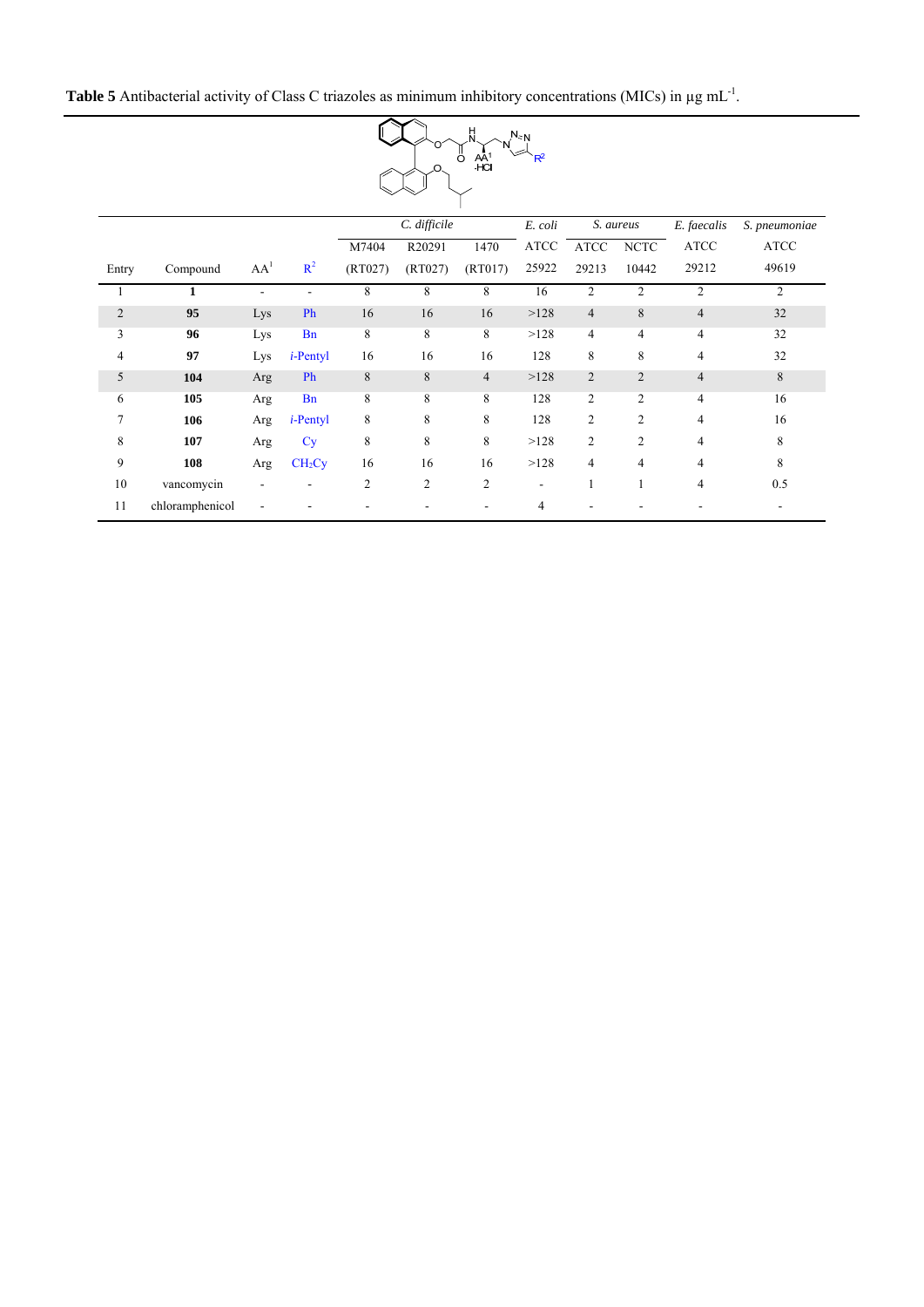**Table 5** Antibacterial activity of Class C triazoles as minimum inhibitory concentrations (MICs) in μg mL$^{-1}$.

| Entry | Compound | AA[1] | R[2] | *C. difficile* M7404 (RT027) | *C. difficile* R20291 (RT027) | *C. difficile* 1470 (RT017) | *E. coli* ATCC 25922 | *S. aureus* ATCC 29213 | *S. aureus* NCTC 10442 | *E. faecalis* ATCC 29212 | *S. pneumoniae* ATCC 49619 |
|---|---|---|---|---|---|---|---|---|---|---|---|
| 1 | **1** | - | - | 8 | 8 | 8 | 16 | 2 | 2 | 2 | 2 |
| 2 | **95** | Lys | Ph | 16 | 16 | 16 | >128 | 4 | 8 | 4 | 32 |
| 3 | **96** | Lys | Bn | 8 | 8 | 8 | >128 | 4 | 4 | 4 | 32 |
| 4 | **97** | Lys | *i*-Pentyl | 16 | 16 | 16 | 128 | 8 | 8 | 4 | 32 |
| 5 | **104** | Arg | Ph | 8 | 8 | 4 | >128 | 2 | 2 | 4 | 8 |
| 6 | **105** | Arg | Bn | 8 | 8 | 8 | 128 | 2 | 2 | 4 | 16 |
| 7 | **106** | Arg | *i*-Pentyl | 8 | 8 | 8 | 128 | 2 | 2 | 4 | 16 |
| 8 | **107** | Arg | Cy | 8 | 8 | 8 | >128 | 2 | 2 | 4 | 8 |
| 9 | **108** | Arg | $CH_2Cy$ | 16 | 16 | 16 | >128 | 4 | 4 | 4 | 8 |
| 10 | vancomycin | - | - | 2 | 2 | 2 | - | 1 | 1 | 4 | 0.5 |
| 11 | chloramphenicol | - | - | - | - | - | 4 | - | - | - | - |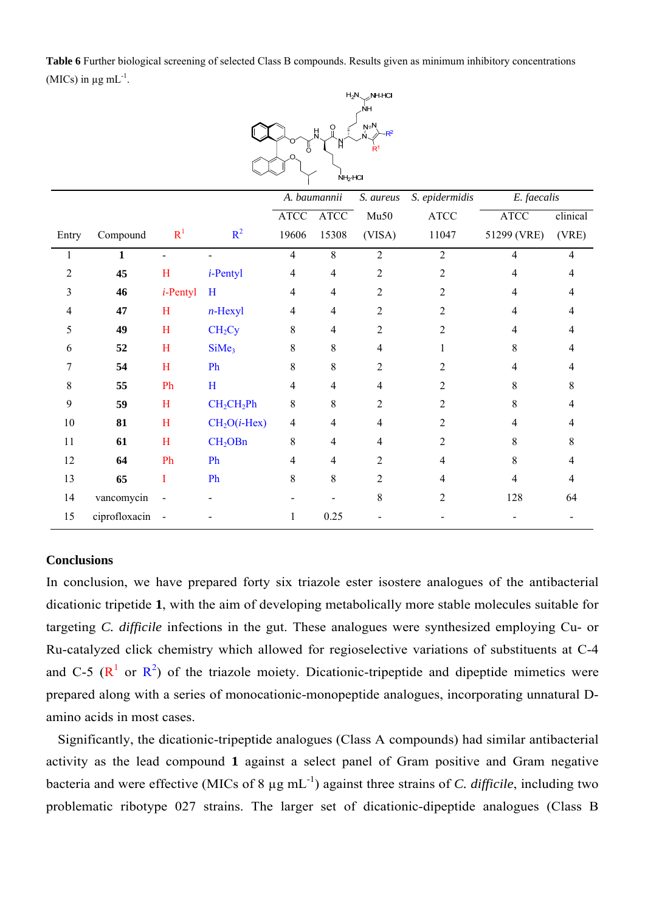**Table 6** Further biological screening of selected Class B compounds. Results given as minimum inhibitory concentrations (MICs) in μg mL$^{-1}$.

| Entry | Compound | $R^1$ | $R^2$ | *A. baumannii* ATCC 19606 | *A. baumannii* ATCC 15308 | *S. aureus* Mu50 (VISA) | *S. epidermidis* ATCC 11047 | *E. faecalis* ATCC 51299 (VRE) | *E. faecalis* clinical (VRE) |
|---|---|---|---|---|---|---|---|---|---|
| 1 | **1** | - | - | 4 | 8 | 2 | 2 | 4 | 4 |
| 2 | **45** | H | *i*-Pentyl | 4 | 4 | 2 | 2 | 4 | 4 |
| 3 | **46** | *i*-Pentyl | H | 4 | 4 | 2 | 2 | 4 | 4 |
| 4 | **47** | H | *n*-Hexyl | 4 | 4 | 2 | 2 | 4 | 4 |
| 5 | **49** | H | $CH_2Cy$ | 8 | 4 | 2 | 2 | 4 | 4 |
| 6 | **52** | H | $SiMe_3$ | 8 | 8 | 4 | 1 | 8 | 4 |
| 7 | **54** | H | Ph | 8 | 8 | 2 | 2 | 4 | 4 |
| 8 | **55** | Ph | H | 4 | 4 | 4 | 2 | 8 | 8 |
| 9 | **59** | H | $CH_2CH_2Ph$ | 8 | 8 | 2 | 2 | 8 | 4 |
| 10 | **81** | H | $CH_2O$(*i*-Hex) | 4 | 4 | 4 | 2 | 4 | 4 |
| 11 | **61** | H | $CH_2OBn$ | 8 | 4 | 4 | 2 | 8 | 8 |
| 12 | **64** | Ph | Ph | 4 | 4 | 2 | 4 | 8 | 4 |
| 13 | **65** | I | Ph | 8 | 8 | 2 | 4 | 4 | 4 |
| 14 | vancomycin | - | - | - | - | 8 | 2 | 128 | 64 |
| 15 | ciprofloxacin | - | - | 1 | 0.25 | - | - | - | - |

## Conclusions

In conclusion, we have prepared forty six triazole ester isostere analogues of the antibacterial dicationic tripetide **1**, with the aim of developing metabolically more stable molecules suitable for targeting *C. difficile* infections in the gut. These analogues were synthesized employing Cu- or Ru-catalyzed click chemistry which allowed for regioselective variations of substituents at C-4 and C-5 ($R^1$ or $R^2$) of the triazole moiety. Dicationic-tripeptide and dipeptide mimetics were prepared along with a series of monocationic-monopeptide analogues, incorporating unnatural D-amino acids in most cases.

Significantly, the dicationic-tripeptide analogues (Class A compounds) had similar antibacterial activity as the lead compound **1** against a select panel of Gram positive and Gram negative bacteria and were effective (MICs of 8 μg mL$^{-1}$) against three strains of *C. difficile*, including two problematic ribotype 027 strains. The larger set of dicationic-dipeptide analogues (Class B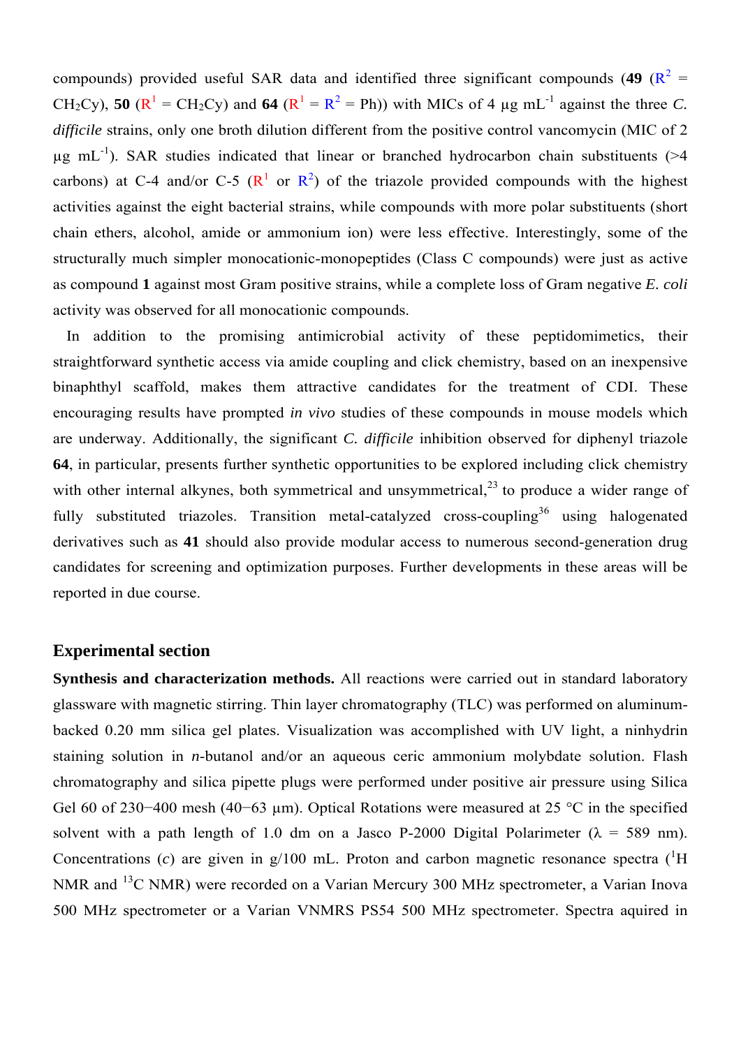compounds) provided useful SAR data and identified three significant compounds (**49** ($R^2$ = $CH_2Cy$), **50** ($R^1$ = $CH_2Cy$) and **64** ($R^1$ = $R^2$ = Ph)) with MICs of 4 μg $mL^{-1}$ against the three *C. difficile* strains, only one broth dilution different from the positive control vancomycin (MIC of 2 μg $mL^{-1}$). SAR studies indicated that linear or branched hydrocarbon chain substituents (>4 carbons) at C-4 and/or C-5 ($R^1$ or $R^2$) of the triazole provided compounds with the highest activities against the eight bacterial strains, while compounds with more polar substituents (short chain ethers, alcohol, amide or ammonium ion) were less effective. Interestingly, some of the structurally much simpler monocationic-monopeptides (Class C compounds) were just as active as compound **1** against most Gram positive strains, while a complete loss of Gram negative *E. coli* activity was observed for all monocationic compounds.

In addition to the promising antimicrobial activity of these peptidomimetics, their straightforward synthetic access via amide coupling and click chemistry, based on an inexpensive binaphthyl scaffold, makes them attractive candidates for the treatment of CDI. These encouraging results have prompted *in vivo* studies of these compounds in mouse models which are underway. Additionally, the significant *C. difficile* inhibition observed for diphenyl triazole **64**, in particular, presents further synthetic opportunities to be explored including click chemistry with other internal alkynes, both symmetrical and unsymmetrical,[23] to produce a wider range of fully substituted triazoles. Transition metal-catalyzed cross-coupling[36] using halogenated derivatives such as **41** should also provide modular access to numerous second-generation drug candidates for screening and optimization purposes. Further developments in these areas will be reported in due course.

## Experimental section

**Synthesis and characterization methods.** All reactions were carried out in standard laboratory glassware with magnetic stirring. Thin layer chromatography (TLC) was performed on aluminum-backed 0.20 mm silica gel plates. Visualization was accomplished with UV light, a ninhydrin staining solution in *n*-butanol and/or an aqueous ceric ammonium molybdate solution. Flash chromatography and silica pipette plugs were performed under positive air pressure using Silica Gel 60 of 230−400 mesh (40−63 μm). Optical Rotations were measured at 25 °C in the specified solvent with a path length of 1.0 dm on a Jasco P-2000 Digital Polarimeter (λ = 589 nm). Concentrations (*c*) are given in g/100 mL. Proton and carbon magnetic resonance spectra ($^1$H NMR and $^{13}$C NMR) were recorded on a Varian Mercury 300 MHz spectrometer, a Varian Inova 500 MHz spectrometer or a Varian VNMRS PS54 500 MHz spectrometer. Spectra aquired in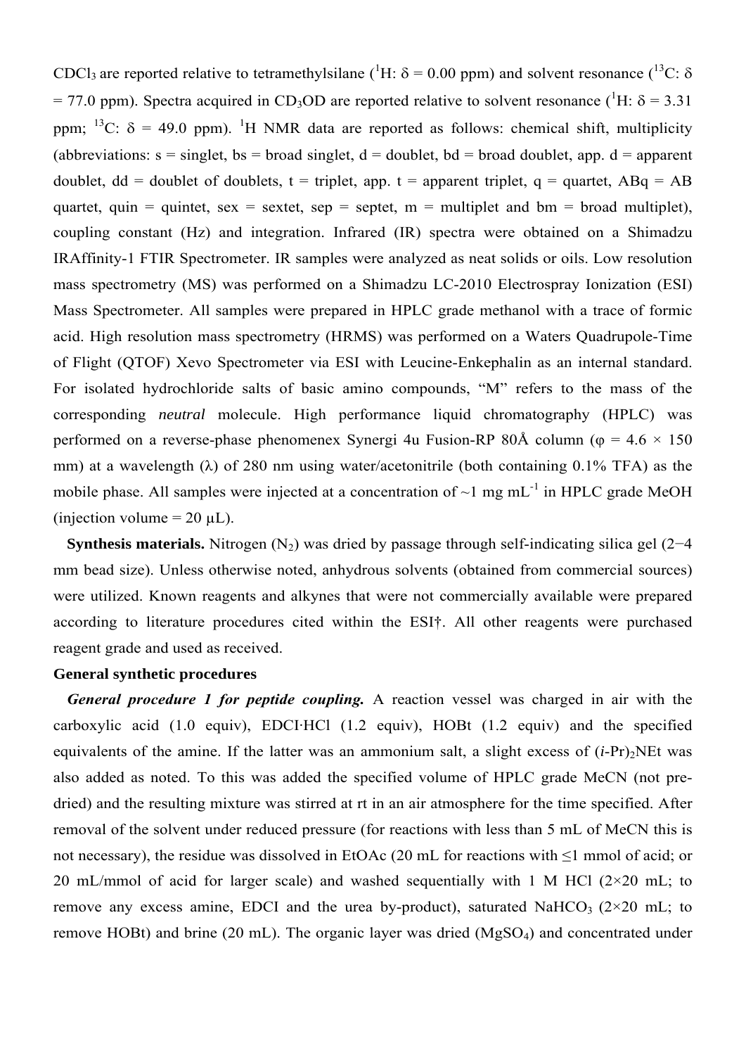$CDCl_3$ are reported relative to tetramethylsilane ($^1H$: $\delta$ = 0.00 ppm) and solvent resonance ($^{13}C$: $\delta$ = 77.0 ppm). Spectra acquired in $CD_3OD$ are reported relative to solvent resonance ($^1H$: $\delta$ = 3.31 ppm; $^{13}C$: $\delta$ = 49.0 ppm). $^1H$ NMR data are reported as follows: chemical shift, multiplicity (abbreviations: s = singlet, bs = broad singlet, d = doublet, bd = broad doublet, app. d = apparent doublet, dd = doublet of doublets, t = triplet, app. t = apparent triplet, q = quartet, ABq = AB quartet, quin = quintet, sex = sextet, sep = septet, m = multiplet and bm = broad multiplet), coupling constant (Hz) and integration. Infrared (IR) spectra were obtained on a Shimadzu IRAffinity-1 FTIR Spectrometer. IR samples were analyzed as neat solids or oils. Low resolution mass spectrometry (MS) was performed on a Shimadzu LC-2010 Electrospray Ionization (ESI) Mass Spectrometer. All samples were prepared in HPLC grade methanol with a trace of formic acid. High resolution mass spectrometry (HRMS) was performed on a Waters Quadrupole-Time of Flight (QTOF) Xevo Spectrometer via ESI with Leucine-Enkephalin as an internal standard. For isolated hydrochloride salts of basic amino compounds, "M" refers to the mass of the corresponding *neutral* molecule. High performance liquid chromatography (HPLC) was performed on a reverse-phase phenomenex Synergi 4u Fusion-RP 80Å column ($\varphi$ = 4.6 × 150 mm) at a wavelength ($\lambda$) of 280 nm using water/acetonitrile (both containing 0.1% TFA) as the mobile phase. All samples were injected at a concentration of ~1 mg $mL^{-1}$ in HPLC grade MeOH (injection volume = 20 $\mu$L).

**Synthesis materials.** Nitrogen ($N_2$) was dried by passage through self-indicating silica gel (2−4 mm bead size). Unless otherwise noted, anhydrous solvents (obtained from commercial sources) were utilized. Known reagents and alkynes that were not commercially available were prepared according to literature procedures cited within the ESI†. All other reagents were purchased reagent grade and used as received.

**General synthetic procedures**

***General procedure 1 for peptide coupling.*** A reaction vessel was charged in air with the carboxylic acid (1.0 equiv), EDCI·HCl (1.2 equiv), HOBt (1.2 equiv) and the specified equivalents of the amine. If the latter was an ammonium salt, a slight excess of $(i\text{-Pr})_2NEt$ was also added as noted. To this was added the specified volume of HPLC grade MeCN (not pre-dried) and the resulting mixture was stirred at rt in an air atmosphere for the time specified. After removal of the solvent under reduced pressure (for reactions with less than 5 mL of MeCN this is not necessary), the residue was dissolved in EtOAc (20 mL for reactions with ≤1 mmol of acid; or 20 mL/mmol of acid for larger scale) and washed sequentially with 1 M HCl (2×20 mL; to remove any excess amine, EDCI and the urea by-product), saturated $NaHCO_3$ (2×20 mL; to remove HOBt) and brine (20 mL). The organic layer was dried ($MgSO_4$) and concentrated under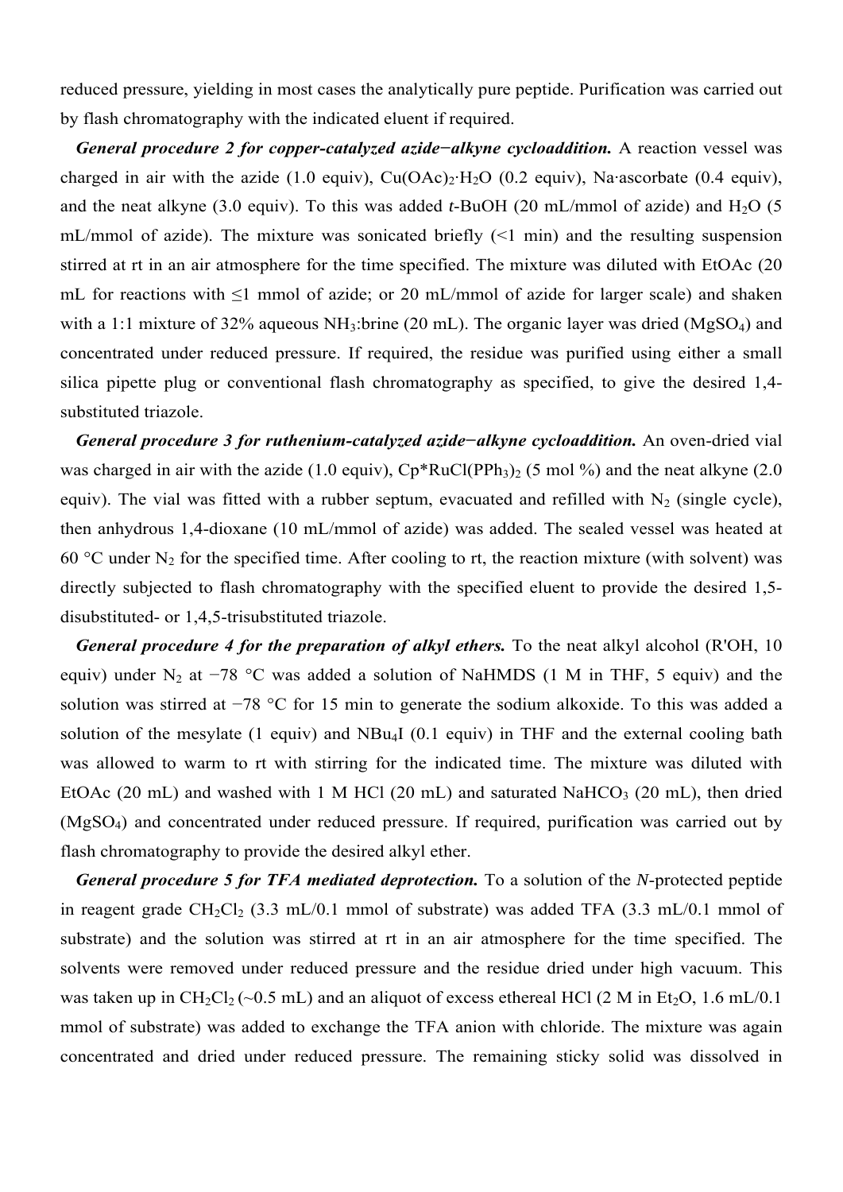reduced pressure, yielding in most cases the analytically pure peptide. Purification was carried out by flash chromatography with the indicated eluent if required.

***General procedure 2 for copper-catalyzed azide−alkyne cycloaddition.*** A reaction vessel was charged in air with the azide (1.0 equiv), $Cu(OAc)_2{\cdot}H_2O$ (0.2 equiv), Na·ascorbate (0.4 equiv), and the neat alkyne (3.0 equiv). To this was added *t*-BuOH (20 mL/mmol of azide) and $H_2O$ (5 mL/mmol of azide). The mixture was sonicated briefly (<1 min) and the resulting suspension stirred at rt in an air atmosphere for the time specified. The mixture was diluted with EtOAc (20 mL for reactions with ≤1 mmol of azide; or 20 mL/mmol of azide for larger scale) and shaken with a 1:1 mixture of 32% aqueous $NH_3$:brine (20 mL). The organic layer was dried ($MgSO_4$) and concentrated under reduced pressure. If required, the residue was purified using either a small silica pipette plug or conventional flash chromatography as specified, to give the desired 1,4-substituted triazole.

***General procedure 3 for ruthenium-catalyzed azide−alkyne cycloaddition.*** An oven-dried vial was charged in air with the azide (1.0 equiv), $Cp^*RuCl(PPh_3)_2$ (5 mol %) and the neat alkyne (2.0 equiv). The vial was fitted with a rubber septum, evacuated and refilled with $N_2$ (single cycle), then anhydrous 1,4-dioxane (10 mL/mmol of azide) was added. The sealed vessel was heated at 60 °C under $N_2$ for the specified time. After cooling to rt, the reaction mixture (with solvent) was directly subjected to flash chromatography with the specified eluent to provide the desired 1,5-disubstituted- or 1,4,5-trisubstituted triazole.

***General procedure 4 for the preparation of alkyl ethers.*** To the neat alkyl alcohol (R'OH, 10 equiv) under $N_2$ at −78 °C was added a solution of NaHMDS (1 M in THF, 5 equiv) and the solution was stirred at −78 °C for 15 min to generate the sodium alkoxide. To this was added a solution of the mesylate (1 equiv) and $NBu_4I$ (0.1 equiv) in THF and the external cooling bath was allowed to warm to rt with stirring for the indicated time. The mixture was diluted with EtOAc (20 mL) and washed with 1 M HCl (20 mL) and saturated $NaHCO_3$ (20 mL), then dried ($MgSO_4$) and concentrated under reduced pressure. If required, purification was carried out by flash chromatography to provide the desired alkyl ether.

***General procedure 5 for TFA mediated deprotection.*** To a solution of the *N*-protected peptide in reagent grade $CH_2Cl_2$ (3.3 mL/0.1 mmol of substrate) was added TFA (3.3 mL/0.1 mmol of substrate) and the solution was stirred at rt in an air atmosphere for the time specified. The solvents were removed under reduced pressure and the residue dried under high vacuum. This was taken up in $CH_2Cl_2$ (~0.5 mL) and an aliquot of excess ethereal HCl (2 M in $Et_2O$, 1.6 mL/0.1 mmol of substrate) was added to exchange the TFA anion with chloride. The mixture was again concentrated and dried under reduced pressure. The remaining sticky solid was dissolved in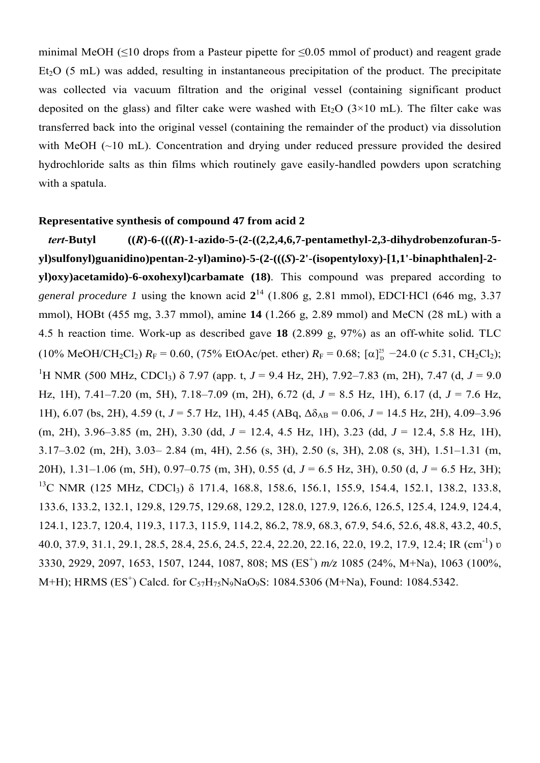minimal MeOH (≤10 drops from a Pasteur pipette for ≤0.05 mmol of product) and reagent grade $Et_2O$ (5 mL) was added, resulting in instantaneous precipitation of the product. The precipitate was collected via vacuum filtration and the original vessel (containing significant product deposited on the glass) and filter cake were washed with $Et_2O$ (3×10 mL). The filter cake was transferred back into the original vessel (containing the remainder of the product) via dissolution with MeOH (~10 mL). Concentration and drying under reduced pressure provided the desired hydrochloride salts as thin films which routinely gave easily-handled powders upon scratching with a spatula.

**Representative synthesis of compound 47 from acid 2**

***tert*-Butyl ((*R*)-6-(((*R*)-1-azido-5-(2-((2,2,4,6,7-pentamethyl-2,3-dihydrobenzofuran-5-yl)sulfonyl)guanidino)pentan-2-yl)amino)-5-(2-(((*S*)-2'-(isopentyloxy)-[1,1'-binaphthalen]-2-yl)oxy)acetamido)-6-oxohexyl)carbamate (18)**. This compound was prepared according to *general procedure 1* using the known acid **2**[14] (1.806 g, 2.81 mmol), EDCI·HCl (646 mg, 3.37 mmol), HOBt (455 mg, 3.37 mmol), amine **14** (1.266 g, 2.89 mmol) and MeCN (28 mL) with a 4.5 h reaction time. Work-up as described gave **18** (2.899 g, 97%) as an off-white solid. TLC (10% MeOH/$CH_2Cl_2$) $R_F$ = 0.60, (75% EtOAc/pet. ether) $R_F$ = 0.68; $[\alpha]_D^{25}$ −24.0 (*c* 5.31, $CH_2Cl_2$); $^1$H NMR (500 MHz, $CDCl_3$) δ 7.97 (app. t, *J* = 9.4 Hz, 2H), 7.92–7.83 (m, 2H), 7.47 (d, *J* = 9.0 Hz, 1H), 7.41–7.20 (m, 5H), 7.18–7.09 (m, 2H), 6.72 (d, *J* = 8.5 Hz, 1H), 6.17 (d, *J* = 7.6 Hz, 1H), 6.07 (bs, 2H), 4.59 (t, *J* = 5.7 Hz, 1H), 4.45 (ABq, $\Delta\delta_{AB}$ = 0.06, *J* = 14.5 Hz, 2H), 4.09–3.96 (m, 2H), 3.96–3.85 (m, 2H), 3.30 (dd, *J* = 12.4, 4.5 Hz, 1H), 3.23 (dd, *J* = 12.4, 5.8 Hz, 1H), 3.17–3.02 (m, 2H), 3.03– 2.84 (m, 4H), 2.56 (s, 3H), 2.50 (s, 3H), 2.08 (s, 3H), 1.51–1.31 (m, 20H), 1.31–1.06 (m, 5H), 0.97–0.75 (m, 3H), 0.55 (d, *J* = 6.5 Hz, 3H), 0.50 (d, *J* = 6.5 Hz, 3H); $^{13}$C NMR (125 MHz, $CDCl_3$) δ 171.4, 168.8, 158.6, 156.1, 155.9, 154.4, 152.1, 138.2, 133.8, 133.6, 133.2, 132.1, 129.8, 129.75, 129.68, 129.2, 128.0, 127.9, 126.6, 126.5, 125.4, 124.9, 124.4, 124.1, 123.7, 120.4, 119.3, 117.3, 115.9, 114.2, 86.2, 78.9, 68.3, 67.9, 54.6, 52.6, 48.8, 43.2, 40.5, 40.0, 37.9, 31.1, 29.1, 28.5, 28.4, 25.6, 24.5, 22.4, 22.20, 22.16, 22.0, 19.2, 17.9, 12.4; IR ($cm^{-1}$) υ 3330, 2929, 2097, 1653, 1507, 1244, 1087, 808; MS ($ES^+$) *m/z* 1085 (24%, M+Na), 1063 (100%, M+H); HRMS ($ES^+$) Calcd. for $C_{57}H_{75}N_9NaO_9S$: 1084.5306 (M+Na), Found: 1084.5342.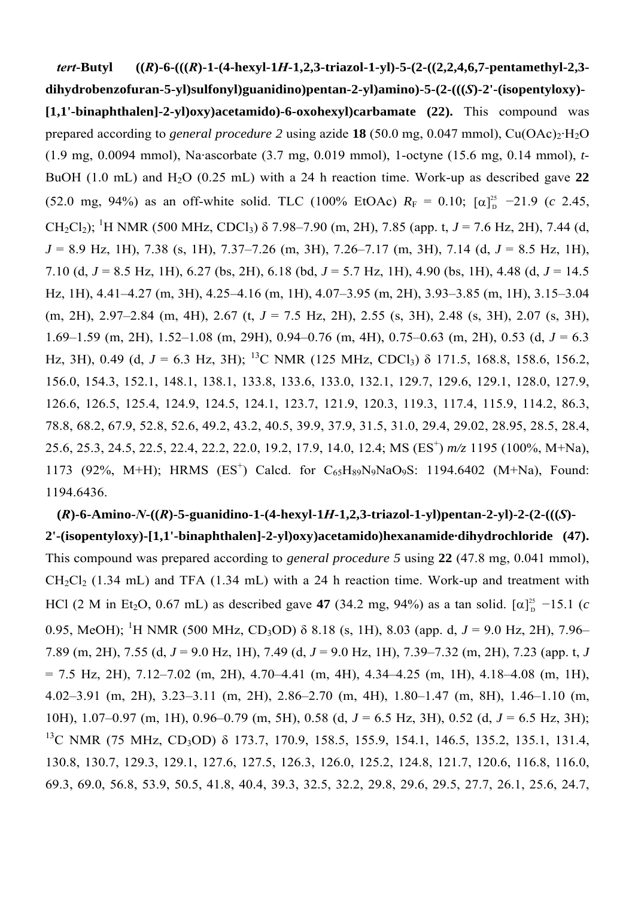***tert*-Butyl ((*R*)-6-(((*R*)-1-(4-hexyl-1*H*-1,2,3-triazol-1-yl)-5-(2-((2,2,4,6,7-pentamethyl-2,3-dihydrobenzofuran-5-yl)sulfonyl)guanidino)pentan-2-yl)amino)-5-(2-(((*S*)-2'-(isopentyloxy)-[1,1'-binaphthalen]-2-yl)oxy)acetamido)-6-oxohexyl)carbamate (22).** This compound was prepared according to *general procedure 2* using azide **18** (50.0 mg, 0.047 mmol), $Cu(OAc)_2{\cdot}H_2O$ (1.9 mg, 0.0094 mmol), Na·ascorbate (3.7 mg, 0.019 mmol), 1-octyne (15.6 mg, 0.14 mmol), *t*-BuOH (1.0 mL) and $H_2O$ (0.25 mL) with a 24 h reaction time. Work-up as described gave **22** (52.0 mg, 94%) as an off-white solid. TLC (100% EtOAc) $R_F$ = 0.10; $[\alpha]_D^{25}$ −21.9 (*c* 2.45, $CH_2Cl_2$); $^1$H NMR (500 MHz, $CDCl_3$) δ 7.98–7.90 (m, 2H), 7.85 (app. t, *J* = 7.6 Hz, 2H), 7.44 (d, *J* = 8.9 Hz, 1H), 7.38 (s, 1H), 7.37–7.26 (m, 3H), 7.26–7.17 (m, 3H), 7.14 (d, *J* = 8.5 Hz, 1H), 7.10 (d, *J* = 8.5 Hz, 1H), 6.27 (bs, 2H), 6.18 (bd, *J* = 5.7 Hz, 1H), 4.90 (bs, 1H), 4.48 (d, *J* = 14.5 Hz, 1H), 4.41–4.27 (m, 3H), 4.25–4.16 (m, 1H), 4.07–3.95 (m, 2H), 3.93–3.85 (m, 1H), 3.15–3.04 (m, 2H), 2.97–2.84 (m, 4H), 2.67 (t, *J* = 7.5 Hz, 2H), 2.55 (s, 3H), 2.48 (s, 3H), 2.07 (s, 3H), 1.69–1.59 (m, 2H), 1.52–1.08 (m, 29H), 0.94–0.76 (m, 4H), 0.75–0.63 (m, 2H), 0.53 (d, *J* = 6.3 Hz, 3H), 0.49 (d, *J* = 6.3 Hz, 3H); $^{13}$C NMR (125 MHz, $CDCl_3$) δ 171.5, 168.8, 158.6, 156.2, 156.0, 154.3, 152.1, 148.1, 138.1, 133.8, 133.6, 133.0, 132.1, 129.7, 129.6, 129.1, 128.0, 127.9, 126.6, 126.5, 125.4, 124.9, 124.5, 124.1, 123.7, 121.9, 120.3, 119.3, 117.4, 115.9, 114.2, 86.3, 78.8, 68.2, 67.9, 52.8, 52.6, 49.2, 43.2, 40.5, 39.9, 37.9, 31.5, 31.0, 29.4, 29.02, 28.95, 28.5, 28.4, 25.6, 25.3, 24.5, 22.5, 22.4, 22.2, 22.0, 19.2, 17.9, 14.0, 12.4; MS (ES$^+$) *m/z* 1195 (100%, M+Na), 1173 (92%, M+H); HRMS (ES$^+$) Calcd. for $C_{65}H_{89}N_9NaO_9S$: 1194.6402 (M+Na), Found: 1194.6436.

**(*R*)-6-Amino-*N*-((*R*)-5-guanidino-1-(4-hexyl-1*H*-1,2,3-triazol-1-yl)pentan-2-yl)-2-(2-(((*S*)-2'-(isopentyloxy)-[1,1'-binaphthalen]-2-yl)oxy)acetamido)hexanamide·dihydrochloride (47).** This compound was prepared according to *general procedure 5* using **22** (47.8 mg, 0.041 mmol), $CH_2Cl_2$ (1.34 mL) and TFA (1.34 mL) with a 24 h reaction time. Work-up and treatment with HCl (2 M in $Et_2O$, 0.67 mL) as described gave **47** (34.2 mg, 94%) as a tan solid. $[\alpha]_D^{25}$ −15.1 (*c* 0.95, MeOH); $^1$H NMR (500 MHz, $CD_3OD$) δ 8.18 (s, 1H), 8.03 (app. d, *J* = 9.0 Hz, 2H), 7.96–7.89 (m, 2H), 7.55 (d, *J* = 9.0 Hz, 1H), 7.49 (d, *J* = 9.0 Hz, 1H), 7.39–7.32 (m, 2H), 7.23 (app. t, *J* = 7.5 Hz, 2H), 7.12–7.02 (m, 2H), 4.70–4.41 (m, 4H), 4.34–4.25 (m, 1H), 4.18–4.08 (m, 1H), 4.02–3.91 (m, 2H), 3.23–3.11 (m, 2H), 2.86–2.70 (m, 4H), 1.80–1.47 (m, 8H), 1.46–1.10 (m, 10H), 1.07–0.97 (m, 1H), 0.96–0.79 (m, 5H), 0.58 (d, *J* = 6.5 Hz, 3H), 0.52 (d, *J* = 6.5 Hz, 3H); $^{13}$C NMR (75 MHz, $CD_3OD$) δ 173.7, 170.9, 158.5, 155.9, 154.1, 146.5, 135.2, 135.1, 131.4, 130.8, 130.7, 129.3, 129.1, 127.6, 127.5, 126.3, 126.0, 125.2, 124.8, 121.7, 120.6, 116.8, 116.0, 69.3, 69.0, 56.8, 53.9, 50.5, 41.8, 40.4, 39.3, 32.5, 32.2, 29.8, 29.6, 29.5, 27.7, 26.1, 25.6, 24.7,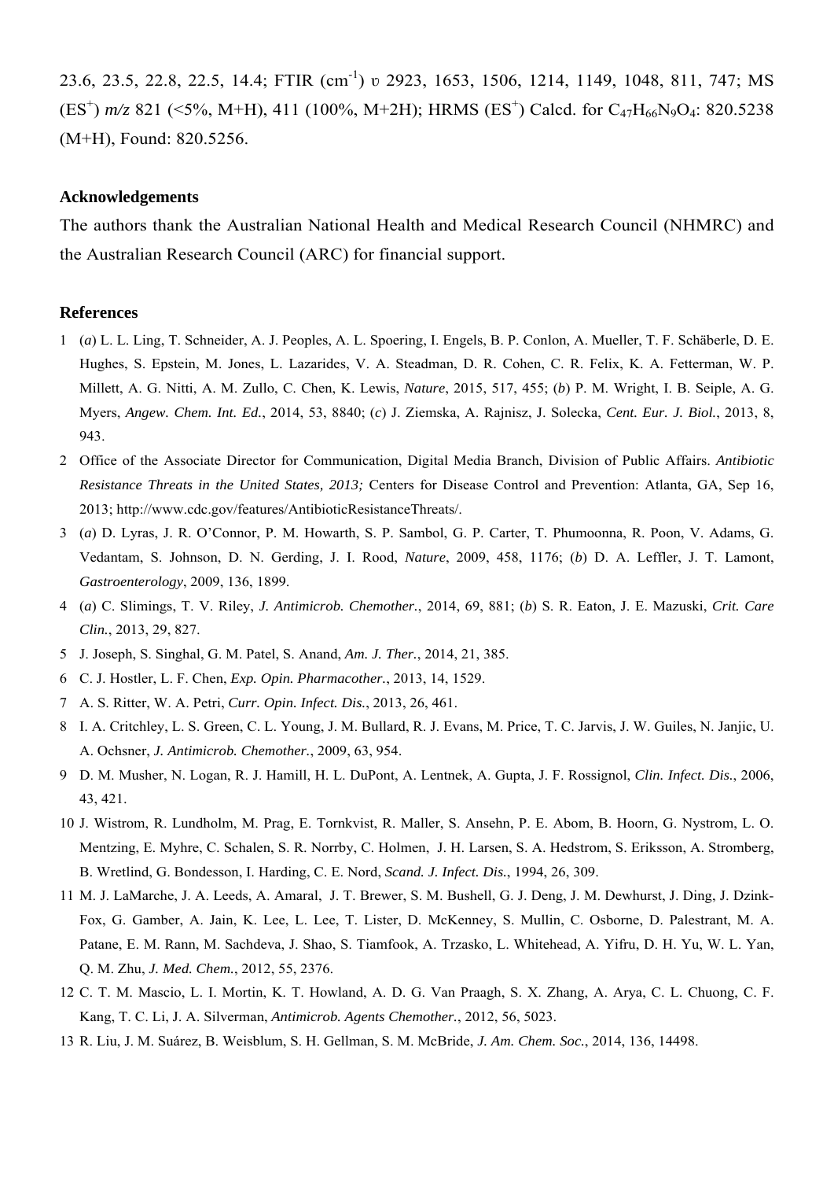23.6, 23.5, 22.8, 22.5, 14.4; FTIR ($cm^{-1}$) υ 2923, 1653, 1506, 1214, 1149, 1048, 811, 747; MS ($ES^+$) *m/z* 821 (<5%, M+H), 411 (100%, M+2H); HRMS ($ES^+$) Calcd. for $C_{47}H_{66}N_9O_4$: 820.5238 (M+H), Found: 820.5256.

## Acknowledgements

The authors thank the Australian National Health and Medical Research Council (NHMRC) and the Australian Research Council (ARC) for financial support.

## References

1 (*a*) L. L. Ling, T. Schneider, A. J. Peoples, A. L. Spoering, I. Engels, B. P. Conlon, A. Mueller, T. F. Schäberle, D. E. Hughes, S. Epstein, M. Jones, L. Lazarides, V. A. Steadman, D. R. Cohen, C. R. Felix, K. A. Fetterman, W. P. Millett, A. G. Nitti, A. M. Zullo, C. Chen, K. Lewis, *Nature*, 2015, 517, 455; (*b*) P. M. Wright, I. B. Seiple, A. G. Myers, *Angew. Chem. Int. Ed.*, 2014, 53, 8840; (*c*) J. Ziemska, A. Rajnisz, J. Solecka, *Cent. Eur. J. Biol.*, 2013, 8, 943.

2 Office of the Associate Director for Communication, Digital Media Branch, Division of Public Affairs. *Antibiotic Resistance Threats in the United States, 2013;* Centers for Disease Control and Prevention: Atlanta, GA, Sep 16, 2013; http://www.cdc.gov/features/AntibioticResistanceThreats/.

3 (*a*) D. Lyras, J. R. O'Connor, P. M. Howarth, S. P. Sambol, G. P. Carter, T. Phumoonna, R. Poon, V. Adams, G. Vedantam, S. Johnson, D. N. Gerding, J. I. Rood, *Nature*, 2009, 458, 1176; (*b*) D. A. Leffler, J. T. Lamont, *Gastroenterology*, 2009, 136, 1899.

4 (*a*) C. Slimings, T. V. Riley, *J. Antimicrob. Chemother.*, 2014, 69, 881; (*b*) S. R. Eaton, J. E. Mazuski, *Crit. Care Clin.*, 2013, 29, 827.

5 J. Joseph, S. Singhal, G. M. Patel, S. Anand, *Am. J. Ther.*, 2014, 21, 385.

6 C. J. Hostler, L. F. Chen, *Exp. Opin. Pharmacother.*, 2013, 14, 1529.

7 A. S. Ritter, W. A. Petri, *Curr. Opin. Infect. Dis.*, 2013, 26, 461.

8 I. A. Critchley, L. S. Green, C. L. Young, J. M. Bullard, R. J. Evans, M. Price, T. C. Jarvis, J. W. Guiles, N. Janjic, U. A. Ochsner, *J. Antimicrob. Chemother.*, 2009, 63, 954.

9 D. M. Musher, N. Logan, R. J. Hamill, H. L. DuPont, A. Lentnek, A. Gupta, J. F. Rossignol, *Clin. Infect. Dis.*, 2006, 43, 421.

10 J. Wistrom, R. Lundholm, M. Prag, E. Tornkvist, R. Maller, S. Ansehn, P. E. Abom, B. Hoorn, G. Nystrom, L. O. Mentzing, E. Myhre, C. Schalen, S. R. Norrby, C. Holmen, J. H. Larsen, S. A. Hedstrom, S. Eriksson, A. Stromberg, B. Wretlind, G. Bondesson, I. Harding, C. E. Nord, *Scand. J. Infect. Dis.*, 1994, 26, 309.

11 M. J. LaMarche, J. A. Leeds, A. Amaral, J. T. Brewer, S. M. Bushell, G. J. Deng, J. M. Dewhurst, J. Ding, J. Dzink-Fox, G. Gamber, A. Jain, K. Lee, L. Lee, T. Lister, D. McKenney, S. Mullin, C. Osborne, D. Palestrant, M. A. Patane, E. M. Rann, M. Sachdeva, J. Shao, S. Tiamfook, A. Trzasko, L. Whitehead, A. Yifru, D. H. Yu, W. L. Yan, Q. M. Zhu, *J. Med. Chem.*, 2012, 55, 2376.

12 C. T. M. Mascio, L. I. Mortin, K. T. Howland, A. D. G. Van Praagh, S. X. Zhang, A. Arya, C. L. Chuong, C. F. Kang, T. C. Li, J. A. Silverman, *Antimicrob. Agents Chemother.*, 2012, 56, 5023.

13 R. Liu, J. M. Suárez, B. Weisblum, S. H. Gellman, S. M. McBride, *J. Am. Chem. Soc.*, 2014, 136, 14498.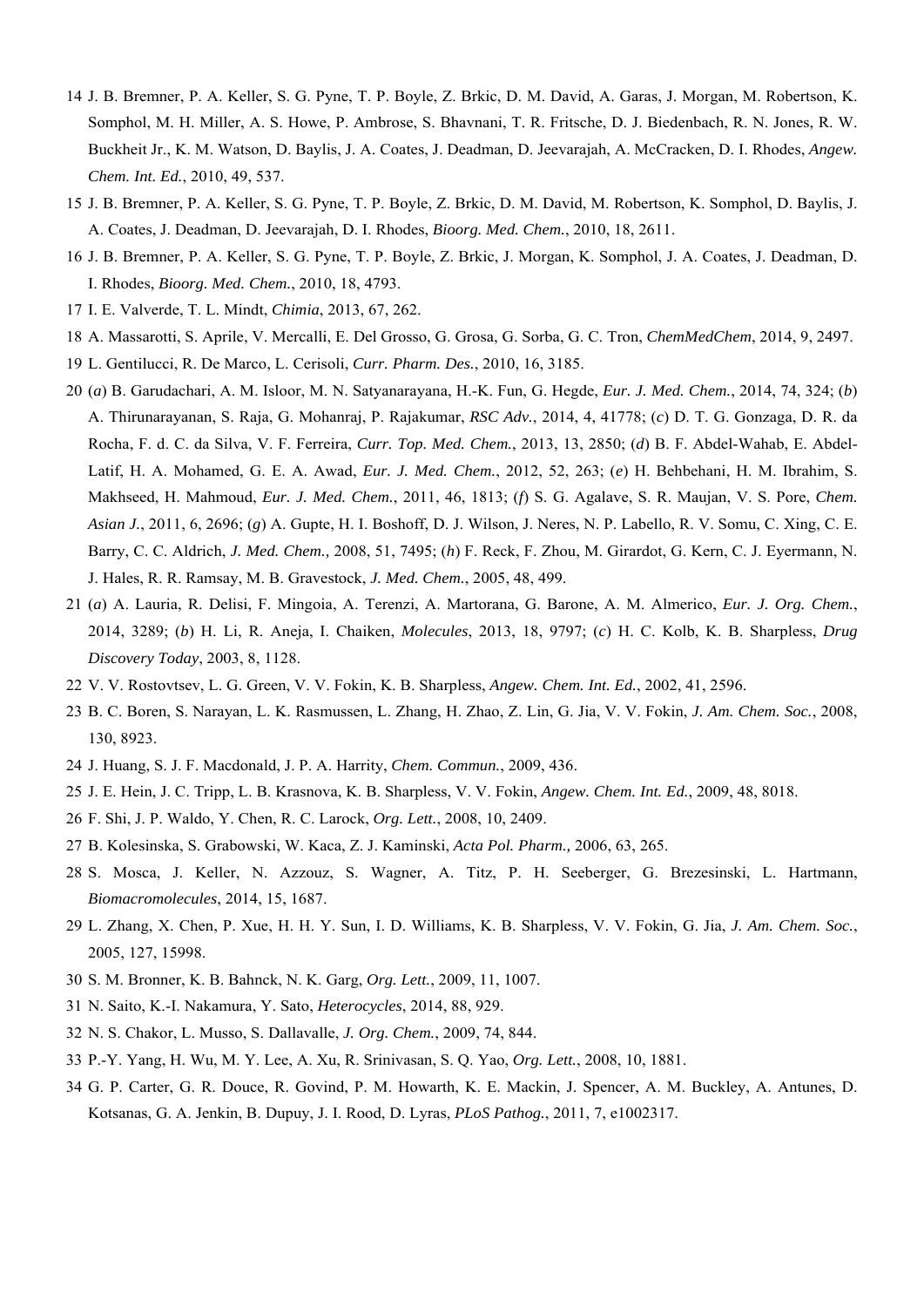14 J. B. Bremner, P. A. Keller, S. G. Pyne, T. P. Boyle, Z. Brkic, D. M. David, A. Garas, J. Morgan, M. Robertson, K. Somphol, M. H. Miller, A. S. Howe, P. Ambrose, S. Bhavnani, T. R. Fritsche, D. J. Biedenbach, R. N. Jones, R. W. Buckheit Jr., K. M. Watson, D. Baylis, J. A. Coates, J. Deadman, D. Jeevarajah, A. McCracken, D. I. Rhodes, *Angew. Chem. Int. Ed.*, 2010, 49, 537.

15 J. B. Bremner, P. A. Keller, S. G. Pyne, T. P. Boyle, Z. Brkic, D. M. David, M. Robertson, K. Somphol, D. Baylis, J. A. Coates, J. Deadman, D. Jeevarajah, D. I. Rhodes, *Bioorg. Med. Chem.*, 2010, 18, 2611.

16 J. B. Bremner, P. A. Keller, S. G. Pyne, T. P. Boyle, Z. Brkic, J. Morgan, K. Somphol, J. A. Coates, J. Deadman, D. I. Rhodes, *Bioorg. Med. Chem.*, 2010, 18, 4793.

17 I. E. Valverde, T. L. Mindt, *Chimia*, 2013, 67, 262.

18 A. Massarotti, S. Aprile, V. Mercalli, E. Del Grosso, G. Grosa, G. Sorba, G. C. Tron, *ChemMedChem*, 2014, 9, 2497.

19 L. Gentilucci, R. De Marco, L. Cerisoli, *Curr. Pharm. Des.*, 2010, 16, 3185.

20 (*a*) B. Garudachari, A. M. Isloor, M. N. Satyanarayana, H.-K. Fun, G. Hegde, *Eur. J. Med. Chem.*, 2014, 74, 324; (*b*) A. Thirunarayanan, S. Raja, G. Mohanraj, P. Rajakumar, *RSC Adv.*, 2014, 4, 41778; (*c*) D. T. G. Gonzaga, D. R. da Rocha, F. d. C. da Silva, V. F. Ferreira, *Curr. Top. Med. Chem.*, 2013, 13, 2850; (*d*) B. F. Abdel-Wahab, E. Abdel-Latif, H. A. Mohamed, G. E. A. Awad, *Eur. J. Med. Chem.*, 2012, 52, 263; (*e*) H. Behbehani, H. M. Ibrahim, S. Makhseed, H. Mahmoud, *Eur. J. Med. Chem.*, 2011, 46, 1813; (*f*) S. G. Agalave, S. R. Maujan, V. S. Pore, *Chem. Asian J.*, 2011, 6, 2696; (*g*) A. Gupte, H. I. Boshoff, D. J. Wilson, J. Neres, N. P. Labello, R. V. Somu, C. Xing, C. E. Barry, C. C. Aldrich, *J. Med. Chem.,* 2008, 51, 7495; (*h*) F. Reck, F. Zhou, M. Girardot, G. Kern, C. J. Eyermann, N. J. Hales, R. R. Ramsay, M. B. Gravestock, *J. Med. Chem.*, 2005, 48, 499.

21 (*a*) A. Lauria, R. Delisi, F. Mingoia, A. Terenzi, A. Martorana, G. Barone, A. M. Almerico, *Eur. J. Org. Chem.*, 2014, 3289; (*b*) H. Li, R. Aneja, I. Chaiken, *Molecules*, 2013, 18, 9797; (*c*) H. C. Kolb, K. B. Sharpless, *Drug Discovery Today*, 2003, 8, 1128.

22 V. V. Rostovtsev, L. G. Green, V. V. Fokin, K. B. Sharpless, *Angew. Chem. Int. Ed.*, 2002, 41, 2596.

23 B. C. Boren, S. Narayan, L. K. Rasmussen, L. Zhang, H. Zhao, Z. Lin, G. Jia, V. V. Fokin, *J. Am. Chem. Soc.*, 2008, 130, 8923.

24 J. Huang, S. J. F. Macdonald, J. P. A. Harrity, *Chem. Commun.*, 2009, 436.

25 J. E. Hein, J. C. Tripp, L. B. Krasnova, K. B. Sharpless, V. V. Fokin, *Angew. Chem. Int. Ed.*, 2009, 48, 8018.

26 F. Shi, J. P. Waldo, Y. Chen, R. C. Larock, *Org. Lett.*, 2008, 10, 2409.

27 B. Kolesinska, S. Grabowski, W. Kaca, Z. J. Kaminski, *Acta Pol. Pharm.,* 2006, 63, 265.

28 S. Mosca, J. Keller, N. Azzouz, S. Wagner, A. Titz, P. H. Seeberger, G. Brezesinski, L. Hartmann, *Biomacromolecules*, 2014, 15, 1687.

29 L. Zhang, X. Chen, P. Xue, H. H. Y. Sun, I. D. Williams, K. B. Sharpless, V. V. Fokin, G. Jia, *J. Am. Chem. Soc.*, 2005, 127, 15998.

30 S. M. Bronner, K. B. Bahnck, N. K. Garg, *Org. Lett.*, 2009, 11, 1007.

31 N. Saito, K.-I. Nakamura, Y. Sato, *Heterocycles*, 2014, 88, 929.

32 N. S. Chakor, L. Musso, S. Dallavalle, *J. Org. Chem.*, 2009, 74, 844.

33 P.-Y. Yang, H. Wu, M. Y. Lee, A. Xu, R. Srinivasan, S. Q. Yao, *Org. Lett.*, 2008, 10, 1881.

34 G. P. Carter, G. R. Douce, R. Govind, P. M. Howarth, K. E. Mackin, J. Spencer, A. M. Buckley, A. Antunes, D. Kotsanas, G. A. Jenkin, B. Dupuy, J. I. Rood, D. Lyras, *PLoS Pathog.*, 2011, 7, e1002317.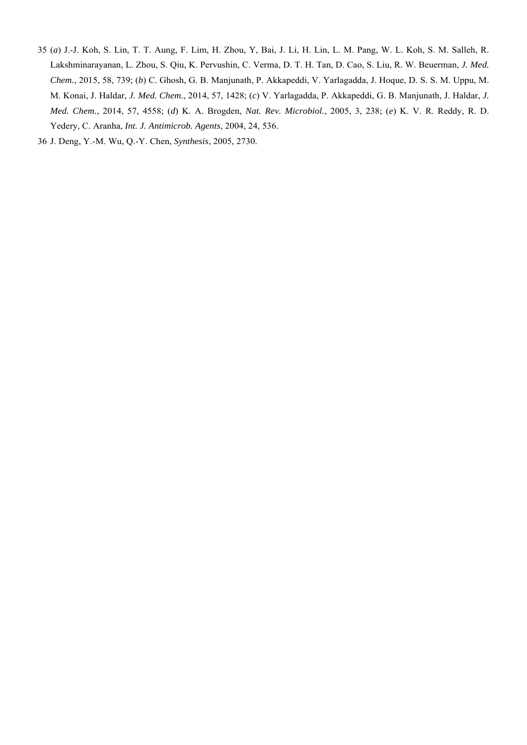35 (*a*) J.-J. Koh, S. Lin, T. T. Aung, F. Lim, H. Zhou, Y, Bai, J. Li, H. Lin, L. M. Pang, W. L. Koh, S. M. Salleh, R. Lakshminarayanan, L. Zhou, S. Qiu, K. Pervushin, C. Verma, D. T. H. Tan, D. Cao, S. Liu, R. W. Beuerman, *J. Med. Chem.*, 2015, 58, 739; (*b*) C. Ghosh, G. B. Manjunath, P. Akkapeddi, V. Yarlagadda, J. Hoque, D. S. S. M. Uppu, M. M. Konai, J. Haldar, *J. Med. Chem.*, 2014, 57, 1428; (*c*) V. Yarlagadda, P. Akkapeddi, G. B. Manjunath, J. Haldar, *J. Med. Chem.*, 2014, 57, 4558; (*d*) K. A. Brogden, *Nat. Rev. Microbiol.*, 2005, 3, 238; (*e*) K. V. R. Reddy, R. D. Yedery, C. Aranha, *Int. J. Antimicrob. Agents*, 2004, 24, 536.

36 J. Deng, Y.-M. Wu, Q.-Y. Chen, *Synthesis*, 2005, 2730.